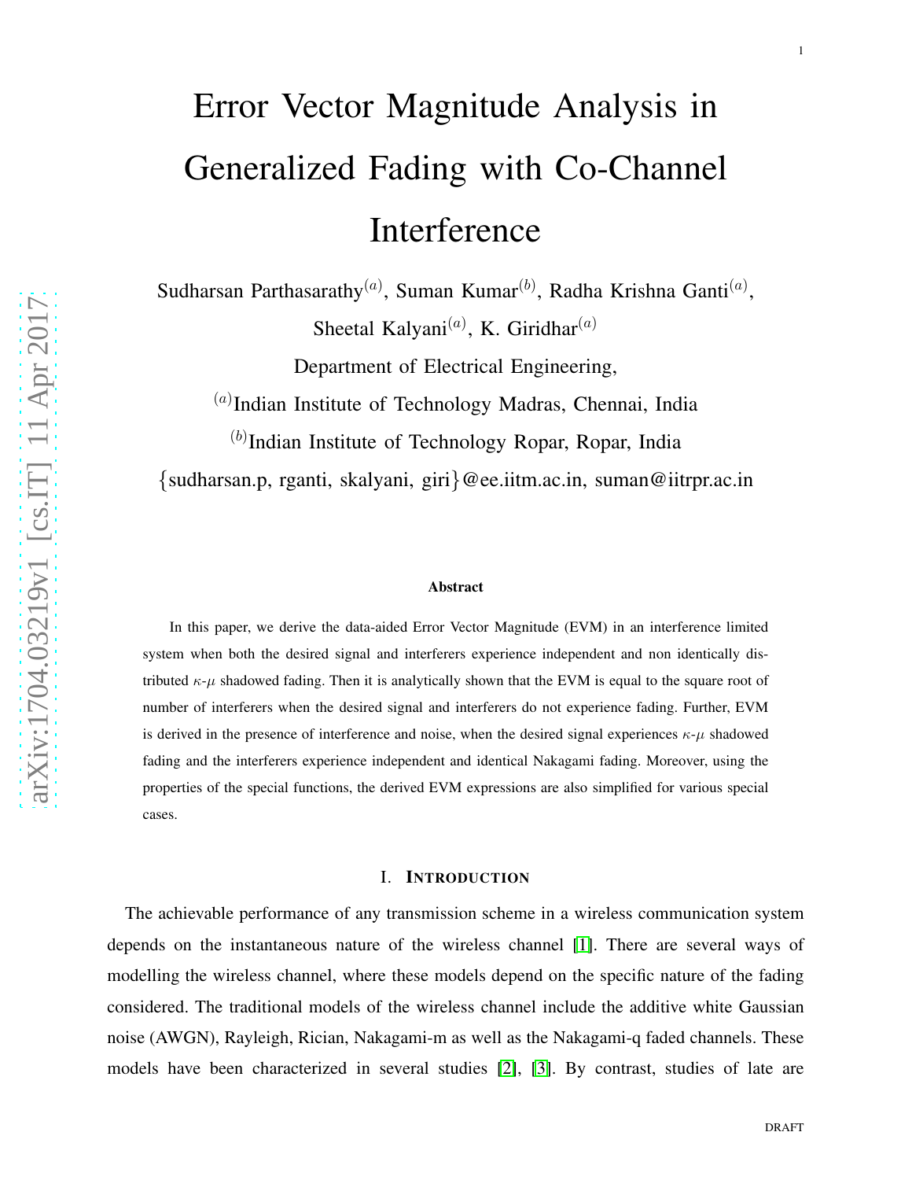# Error Vector Magnitude Analysis in Generalized Fading with Co-Channel Interference

Sudharsan Parthasarathy[(a)], Suman Kumar[(b)], Radha Krishna Ganti[(a)], Sheetal Kalyani[(a)], K. Giridhar[(a)]

Department of Electrical Engineering,

[(a)]Indian Institute of Technology Madras, Chennai, India

[(b)]Indian Institute of Technology Ropar, Ropar, India

{sudharsan.p, rganti, skalyani, giri}@ee.iitm.ac.in, suman@iitrpr.ac.in

### Abstract

In this paper, we derive the data-aided Error Vector Magnitude (EVM) in an interference limited system when both the desired signal and interferers experience independent and non identically distributed $\kappa$-$\mu$ shadowed fading. Then it is analytically shown that the EVM is equal to the square root of number of interferers when the desired signal and interferers do not experience fading. Further, EVM is derived in the presence of interference and noise, when the desired signal experiences $\kappa$-$\mu$ shadowed fading and the interferers experience independent and identical Nakagami fading. Moreover, using the properties of the special functions, the derived EVM expressions are also simplified for various special cases.

## I. Introduction

The achievable performance of any transmission scheme in a wireless communication system depends on the instantaneous nature of the wireless channel [1]. There are several ways of modelling the wireless channel, where these models depend on the specific nature of the fading considered. The traditional models of the wireless channel include the additive white Gaussian noise (AWGN), Rayleigh, Rician, Nakagami-m as well as the Nakagami-q faded channels. These models have been characterized in several studies [2], [3]. By contrast, studies of late are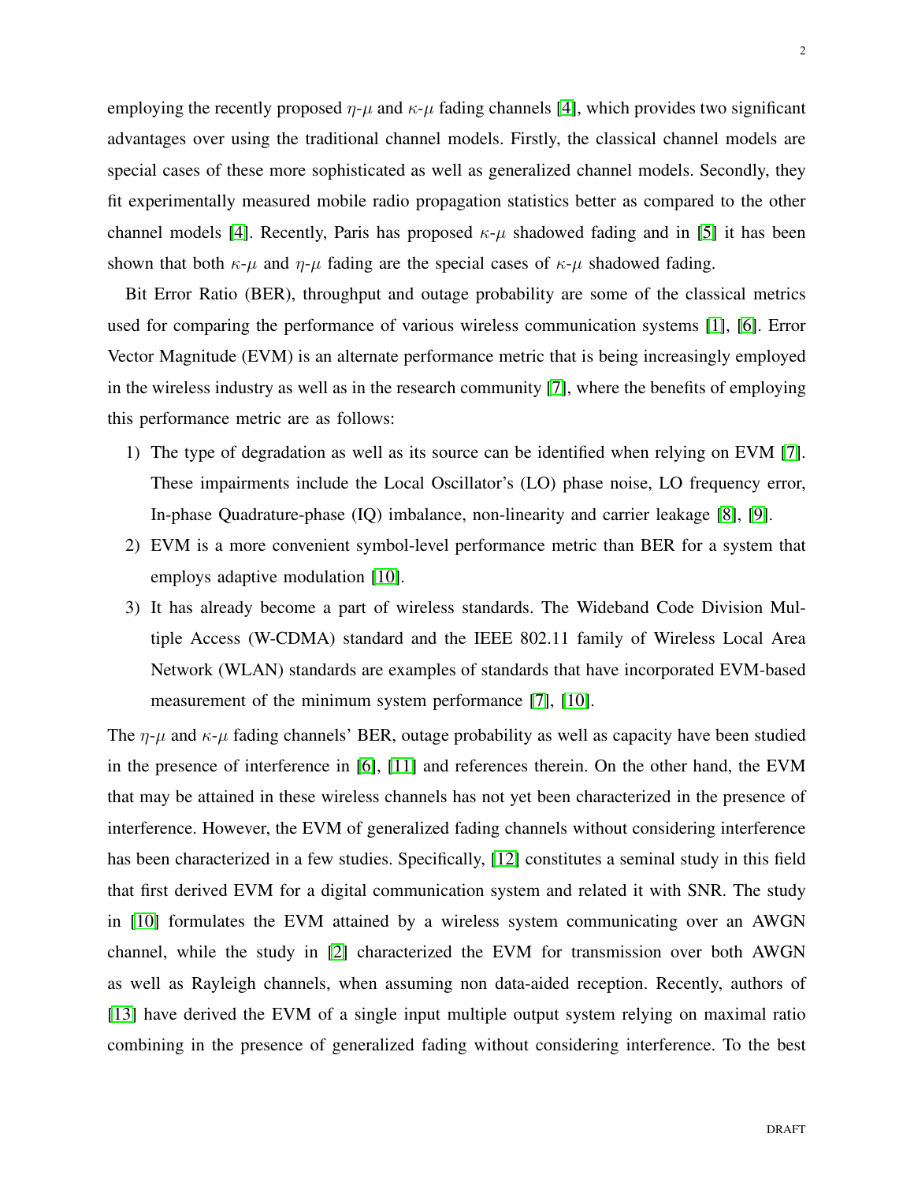employing the recently proposed $\eta$-$\mu$ and $\kappa$-$\mu$ fading channels [4], which provides two significant advantages over using the traditional channel models. Firstly, the classical channel models are special cases of these more sophisticated as well as generalized channel models. Secondly, they fit experimentally measured mobile radio propagation statistics better as compared to the other channel models [4]. Recently, Paris has proposed $\kappa$-$\mu$ shadowed fading and in [5] it has been shown that both $\kappa$-$\mu$ and $\eta$-$\mu$ fading are the special cases of $\kappa$-$\mu$ shadowed fading.

Bit Error Ratio (BER), throughput and outage probability are some of the classical metrics used for comparing the performance of various wireless communication systems [1], [6]. Error Vector Magnitude (EVM) is an alternate performance metric that is being increasingly employed in the wireless industry as well as in the research community [7], where the benefits of employing this performance metric are as follows:

1) The type of degradation as well as its source can be identified when relying on EVM [7]. These impairments include the Local Oscillator's (LO) phase noise, LO frequency error, In-phase Quadrature-phase (IQ) imbalance, non-linearity and carrier leakage [8], [9].
2) EVM is a more convenient symbol-level performance metric than BER for a system that employs adaptive modulation [10].
3) It has already become a part of wireless standards. The Wideband Code Division Multiple Access (W-CDMA) standard and the IEEE 802.11 family of Wireless Local Area Network (WLAN) standards are examples of standards that have incorporated EVM-based measurement of the minimum system performance [7], [10].

The $\eta$-$\mu$ and $\kappa$-$\mu$ fading channels' BER, outage probability as well as capacity have been studied in the presence of interference in [6], [11] and references therein. On the other hand, the EVM that may be attained in these wireless channels has not yet been characterized in the presence of interference. However, the EVM of generalized fading channels without considering interference has been characterized in a few studies. Specifically, [12] constitutes a seminal study in this field that first derived EVM for a digital communication system and related it with SNR. The study in [10] formulates the EVM attained by a wireless system communicating over an AWGN channel, while the study in [2] characterized the EVM for transmission over both AWGN as well as Rayleigh channels, when assuming non data-aided reception. Recently, authors of [13] have derived the EVM of a single input multiple output system relying on maximal ratio combining in the presence of generalized fading without considering interference. To the best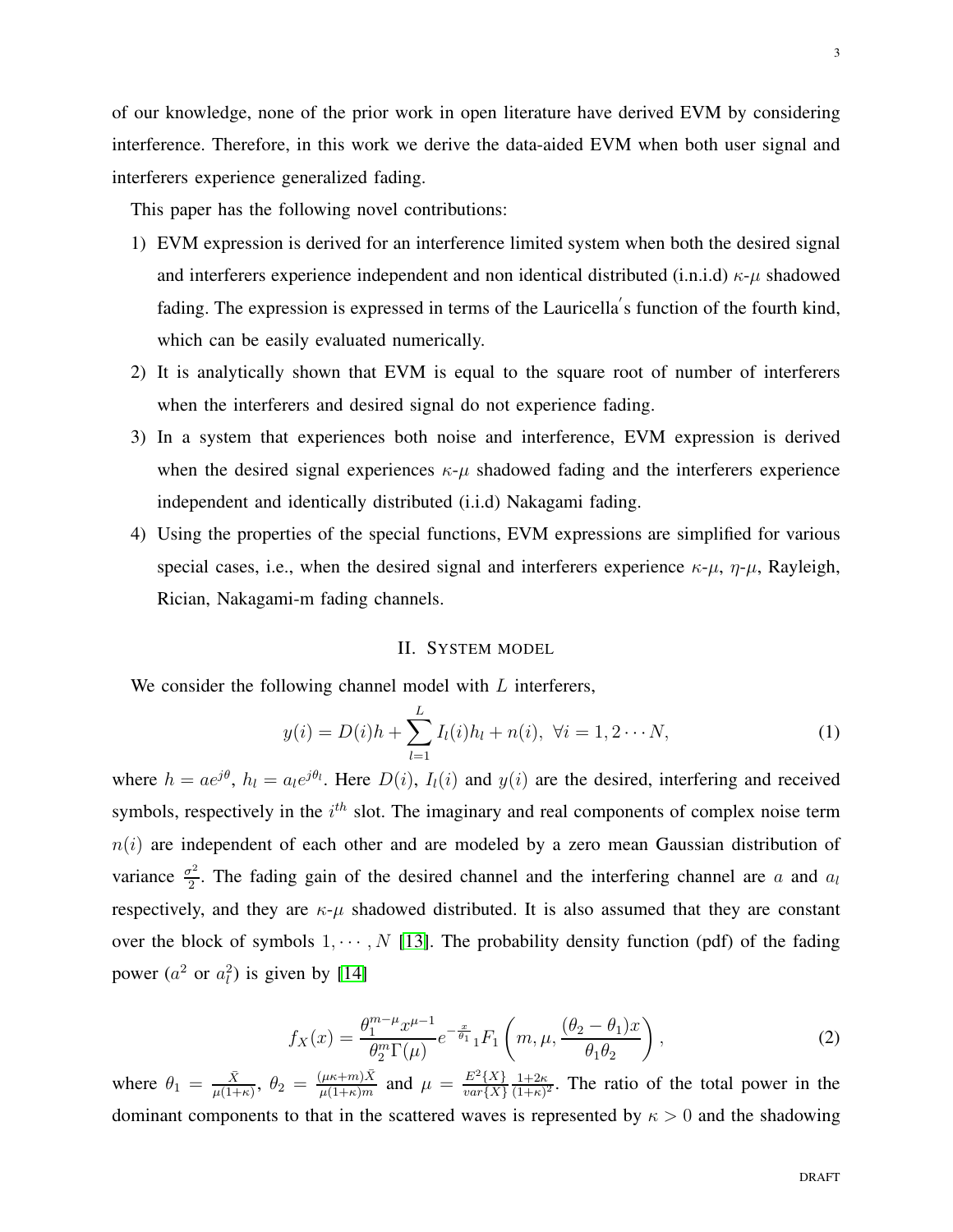of our knowledge, none of the prior work in open literature have derived EVM by considering interference. Therefore, in this work we derive the data-aided EVM when both user signal and interferers experience generalized fading.

This paper has the following novel contributions:

1) EVM expression is derived for an interference limited system when both the desired signal and interferers experience independent and non identical distributed (i.n.i.d) $\kappa$-$\mu$ shadowed fading. The expression is expressed in terms of the Lauricella$'$s function of the fourth kind, which can be easily evaluated numerically.
2) It is analytically shown that EVM is equal to the square root of number of interferers when the interferers and desired signal do not experience fading.
3) In a system that experiences both noise and interference, EVM expression is derived when the desired signal experiences $\kappa$-$\mu$ shadowed fading and the interferers experience independent and identically distributed (i.i.d) Nakagami fading.
4) Using the properties of the special functions, EVM expressions are simplified for various special cases, i.e., when the desired signal and interferers experience $\kappa$-$\mu$, $\eta$-$\mu$, Rayleigh, Rician, Nakagami-m fading channels.

## II. System model

We consider the following channel model with $L$ interferers,

$$y(i) = D(i)h + \sum_{l=1}^{L} I_l(i)h_l + n(i),\ \forall i = 1, 2 \cdots N, \tag{1}$$

where $h = ae^{j\theta}$, $h_l = a_l e^{j\theta_l}$. Here $D(i)$, $I_l(i)$ and $y(i)$ are the desired, interfering and received symbols, respectively in the $i^{th}$ slot. The imaginary and real components of complex noise term $n(i)$ are independent of each other and are modeled by a zero mean Gaussian distribution of variance $\frac{\sigma^2}{2}$. The fading gain of the desired channel and the interfering channel are $a$ and $a_l$ respectively, and they are $\kappa$-$\mu$ shadowed distributed. It is also assumed that they are constant over the block of symbols $1, \cdots, N$ [13]. The probability density function (pdf) of the fading power ($a^2$ or $a_l^2$) is given by [14]

$$f_X(x) = \frac{\theta_1^{m-\mu} x^{\mu-1}}{\theta_2^m \Gamma(\mu)} e^{-\frac{x}{\theta_1}} {}_1F_1\left(m, \mu, \frac{(\theta_2 - \theta_1)x}{\theta_1 \theta_2}\right), \tag{2}$$

where $\theta_1 = \frac{\bar{X}}{\mu(1+\kappa)}$, $\theta_2 = \frac{(\mu\kappa+m)\bar{X}}{\mu(1+\kappa)m}$ and $\mu = \frac{E^2\{X\}}{var\{X\}} \frac{1+2\kappa}{(1+\kappa)^2}$. The ratio of the total power in the dominant components to that in the scattered waves is represented by $\kappa > 0$ and the shadowing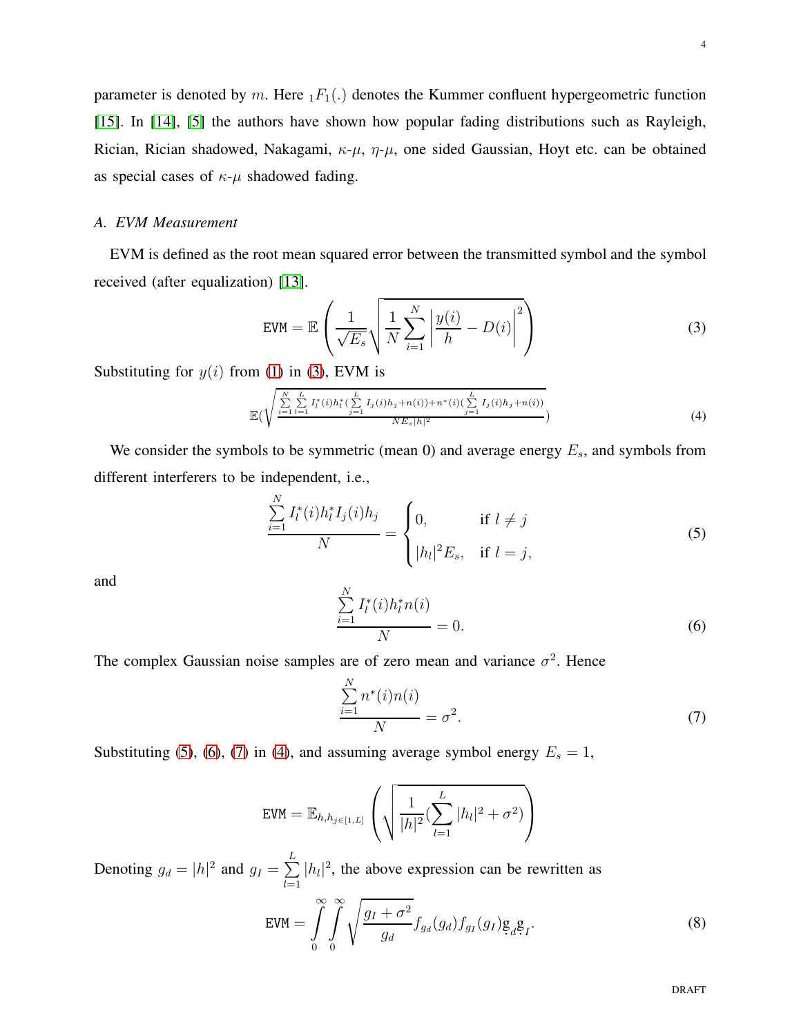parameter is denoted by $m$. Here ${}_1F_1(.)$ denotes the Kummer confluent hypergeometric function [15]. In [14], [5] the authors have shown how popular fading distributions such as Rayleigh, Rician, Rician shadowed, Nakagami, $\kappa$-$\mu$, $\eta$-$\mu$, one sided Gaussian, Hoyt etc. can be obtained as special cases of $\kappa$-$\mu$ shadowed fading.

### *A. EVM Measurement*

EVM is defined as the root mean squared error between the transmitted symbol and the symbol received (after equalization) [13].

$$\texttt{EVM} = \mathbb{E}\left(\frac{1}{\sqrt{E_s}}\sqrt{\frac{1}{N}\sum_{i=1}^{N}\left|\frac{y(i)}{h} - D(i)\right|^2}\right) \tag{3}$$

Substituting for $y(i)$ from (1) in (3), EVM is

$$\mathbb{E}\left(\sqrt{\frac{\sum_{i=1}^{N}\sum_{l=1}^{L} I_l^*(i)h_l^*(\sum_{j=1}^{L} I_j(i)h_j + n(i)) + n^*(i)(\sum_{j=1}^{L} I_j(i)h_j + n(i))}{NE_s|h|^2}}\right) \tag{4}$$

We consider the symbols to be symmetric (mean 0) and average energy $E_s$, and symbols from different interferers to be independent, i.e.,

$$\frac{\sum_{i=1}^{N} I_l^*(i)h_l^* I_j(i)h_j}{N} = \begin{cases} 0, & \text{if } l \neq j \\ |h_l|^2 E_s, & \text{if } l = j, \end{cases} \tag{5}$$

and

$$\frac{\sum_{i=1}^{N} I_l^*(i)h_l^* n(i)}{N} = 0. \tag{6}$$

The complex Gaussian noise samples are of zero mean and variance $\sigma^2$. Hence

$$\frac{\sum_{i=1}^{N} n^*(i)n(i)}{N} = \sigma^2. \tag{7}$$

Substituting (5), (6), (7) in (4), and assuming average symbol energy $E_s = 1$,

$$\texttt{EVM} = \mathbb{E}_{h,h_{j\in[1,L]}}\left(\sqrt{\frac{1}{|h|^2}(\sum_{l=1}^{L}|h_l|^2 + \sigma^2)}\right)$$

Denoting $g_d = |h|^2$ and $g_I = \sum_{l=1}^{L}|h_l|^2$, the above expression can be rewritten as

$$\texttt{EVM} = \int_0^\infty\int_0^\infty \sqrt{\frac{g_I + \sigma^2}{g_d}} f_{g_d}(g_d) f_{g_I}(g_I) \mathrm{d}g_d \mathrm{d}g_I. \tag{8}$$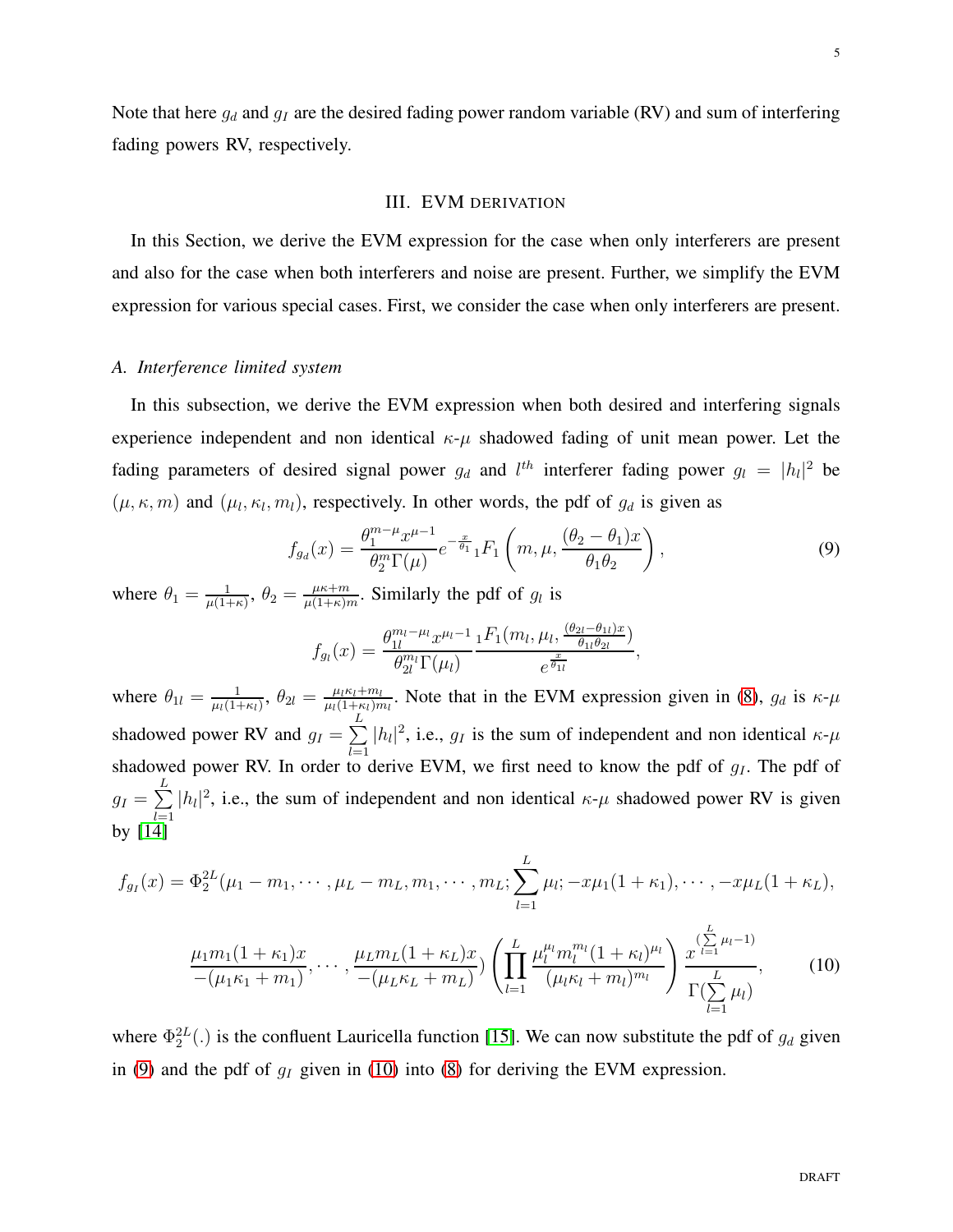Note that here $g_d$ and $g_I$ are the desired fading power random variable (RV) and sum of interfering fading powers RV, respectively.

## III. EVM DERIVATION

In this Section, we derive the EVM expression for the case when only interferers are present and also for the case when both interferers and noise are present. Further, we simplify the EVM expression for various special cases. First, we consider the case when only interferers are present.

### A. Interference limited system

In this subsection, we derive the EVM expression when both desired and interfering signals experience independent and non identical $\kappa$-$\mu$ shadowed fading of unit mean power. Let the fading parameters of desired signal power $g_d$ and $l^{th}$ interferer fading power $g_l = |h_l|^2$ be $(\mu, \kappa, m)$ and $(\mu_l, \kappa_l, m_l)$, respectively. In other words, the pdf of $g_d$ is given as

$$f_{g_d}(x) = \frac{\theta_1^{m-\mu} x^{\mu-1}}{\theta_2^m \Gamma(\mu)} e^{-\frac{x}{\theta_1}} {}_1F_1\left(m, \mu, \frac{(\theta_2 - \theta_1)x}{\theta_1 \theta_2}\right), \tag{9}$$

where $\theta_1 = \frac{1}{\mu(1+\kappa)}$, $\theta_2 = \frac{\mu\kappa + m}{\mu(1+\kappa)m}$. Similarly the pdf of $g_l$ is

$$f_{g_l}(x) = \frac{\theta_{1l}^{m_l-\mu_l} x^{\mu_l-1}}{\theta_{2l}^{m_l} \Gamma(\mu_l)} \frac{{}_1F_1(m_l, \mu_l, \frac{(\theta_{2l}-\theta_{1l})x}{\theta_{1l}\theta_{2l}})}{e^{\frac{x}{\theta_{1l}}}},$$

where $\theta_{1l} = \frac{1}{\mu_l(1+\kappa_l)}$, $\theta_{2l} = \frac{\mu_l\kappa_l + m_l}{\mu_l(1+\kappa_l)m_l}$. Note that in the EVM expression given in (8), $g_d$ is $\kappa$-$\mu$ shadowed power RV and $g_I = \sum\limits_{l=1}^{L} |h_l|^2$, i.e., $g_I$ is the sum of independent and non identical $\kappa$-$\mu$ shadowed power RV. In order to derive EVM, we first need to know the pdf of $g_I$. The pdf of $g_I = \sum\limits_{l=1}^{L} |h_l|^2$, i.e., the sum of independent and non identical $\kappa$-$\mu$ shadowed power RV is given by [14]

$$f_{g_I}(x) = \Phi_2^{2L}(\mu_1 - m_1, \cdots, \mu_L - m_L, m_1, \cdots, m_L; \sum_{l=1}^{L} \mu_l; -x\mu_1(1+\kappa_1), \cdots, -x\mu_L(1+\kappa_L),$$
$$\frac{\mu_1 m_1 (1+\kappa_1)x}{-(\mu_1\kappa_1 + m_1)}, \cdots, \frac{\mu_L m_L (1+\kappa_L)x}{-(\mu_L\kappa_L + m_L)}) \left(\prod_{l=1}^{L} \frac{\mu_l^{\mu_l} m_l^{m_l} (1+\kappa_l)^{\mu_l}}{(\mu_l\kappa_l + m_l)^{m_l}}\right) \frac{x^{(\sum\limits_{l=1}^{L} \mu_l - 1)}}{\Gamma(\sum\limits_{l=1}^{L} \mu_l)}, \tag{10}$$

where $\Phi_2^{2L}(.)$ is the confluent Lauricella function [15]. We can now substitute the pdf of $g_d$ given in (9) and the pdf of $g_I$ given in (10) into (8) for deriving the EVM expression.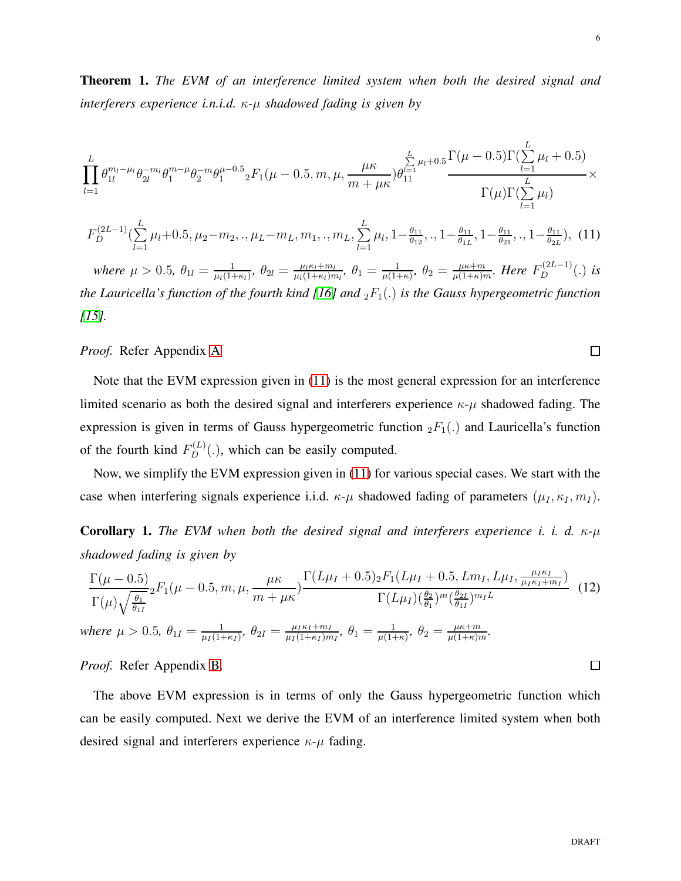**Theorem 1.** *The EVM of an interference limited system when both the desired signal and interferers experience i.n.i.d. $\kappa$-$\mu$ shadowed fading is given by*

$$\prod_{l=1}^{L}\theta_{1l}^{m_l-\mu_l}\theta_{2l}^{-m_l}\theta_1^{m-\mu}\theta_2^{-m}\theta_1^{\mu-0.5}{}_2F_1(\mu-0.5,m,\mu,\frac{\mu\kappa}{m+\mu\kappa})\theta_{11}^{\sum\limits_{l=1}^{L}\mu_l+0.5}\frac{\Gamma(\mu-0.5)\Gamma(\sum\limits_{l=1}^{L}\mu_l+0.5)}{\Gamma(\mu)\Gamma(\sum\limits_{l=1}^{L}\mu_l)}\times$$

$$F_D^{(2L-1)}(\sum_{l=1}^{L}\mu_l+0.5,\mu_2-m_2,.,\mu_L-m_L,m_1,.,m_L,\sum_{l=1}^{L}\mu_l,1-\frac{\theta_{11}}{\theta_{12}},.,1-\frac{\theta_{11}}{\theta_{1L}},1-\frac{\theta_{11}}{\theta_{21}},.,1-\frac{\theta_{11}}{\theta_{2L}}), \quad (11)$$

*where $\mu>0.5$, $\theta_{1l}=\frac{1}{\mu_l(1+\kappa_l)}$, $\theta_{2l}=\frac{\mu_l\kappa_l+m_l}{\mu_l(1+\kappa_l)m_l}$, $\theta_1=\frac{1}{\mu(1+\kappa)}$, $\theta_2=\frac{\mu\kappa+m}{\mu(1+\kappa)m}$. Here $F_D^{(2L-1)}(.)$ is the Lauricella's function of the fourth kind [16] and ${}_2F_1(.)$ is the Gauss hypergeometric function [15].*

*Proof.* Refer Appendix A. □

Note that the EVM expression given in (11) is the most general expression for an interference limited scenario as both the desired signal and interferers experience $\kappa$-$\mu$ shadowed fading. The expression is given in terms of Gauss hypergeometric function ${}_2F_1(.)$ and Lauricella's function of the fourth kind $F_D^{(L)}(.)$, which can be easily computed.

Now, we simplify the EVM expression given in (11) for various special cases. We start with the case when interfering signals experience i.i.d. $\kappa$-$\mu$ shadowed fading of parameters $(\mu_I,\kappa_I,m_I)$.

**Corollary 1.** *The EVM when both the desired signal and interferers experience i. i. d. $\kappa$-$\mu$ shadowed fading is given by*

$$\frac{\Gamma(\mu-0.5)}{\Gamma(\mu)\sqrt{\frac{\theta_1}{\theta_{1I}}}}{}_2F_1(\mu-0.5,m,\mu,\frac{\mu\kappa}{m+\mu\kappa})\frac{\Gamma(L\mu_I+0.5){}_2F_1(L\mu_I+0.5,Lm_I,L\mu_I,\frac{\mu_I\kappa_I}{\mu_I\kappa_I+m_I})}{\Gamma(L\mu_I)(\frac{\theta_2}{\theta_1})^m(\frac{\theta_{2I}}{\theta_{1I}})^{m_IL}} \quad (12)$$

*where $\mu>0.5$, $\theta_{1I}=\frac{1}{\mu_I(1+\kappa_I)}$, $\theta_{2I}=\frac{\mu_I\kappa_I+m_I}{\mu_I(1+\kappa_I)m_I}$, $\theta_1=\frac{1}{\mu(1+\kappa)}$, $\theta_2=\frac{\mu\kappa+m}{\mu(1+\kappa)m}$.*

*Proof.* Refer Appendix B. □

The above EVM expression is in terms of only the Gauss hypergeometric function which can be easily computed. Next we derive the EVM of an interference limited system when both desired signal and interferers experience $\kappa$-$\mu$ fading.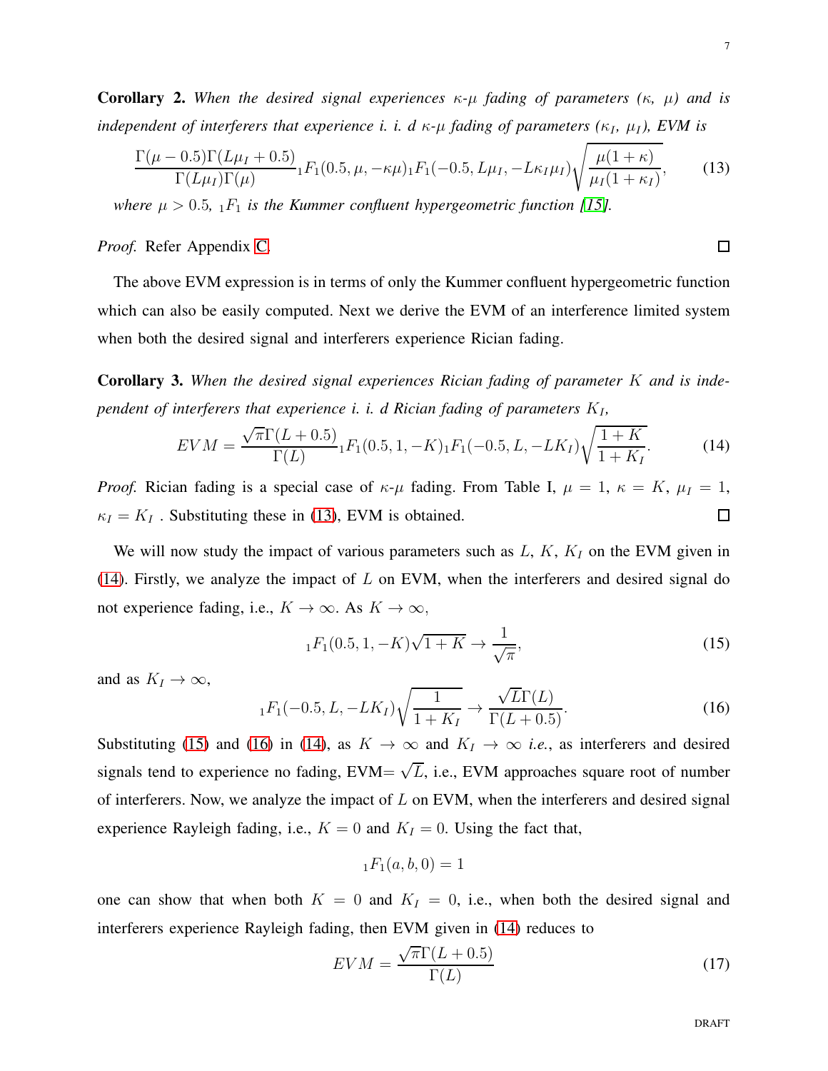**Corollary 2.** *When the desired signal experiences $\kappa$-$\mu$ fading of parameters ($\kappa$, $\mu$) and is independent of interferers that experience i. i. d $\kappa$-$\mu$ fading of parameters ($\kappa_I$, $\mu_I$), EVM is*

$$\frac{\Gamma(\mu - 0.5)\Gamma(L\mu_I + 0.5)}{\Gamma(L\mu_I)\Gamma(\mu)} {}_1F_1(0.5, \mu, -\kappa\mu) {}_1F_1(-0.5, L\mu_I, -L\kappa_I\mu_I) \sqrt{\frac{\mu(1+\kappa)}{\mu_I(1+\kappa_I)}}, \tag{13}$$

*where $\mu > 0.5$, ${}_1F_1$ is the Kummer confluent hypergeometric function [15].*

*Proof.* Refer Appendix C. □

The above EVM expression is in terms of only the Kummer confluent hypergeometric function which can also be easily computed. Next we derive the EVM of an interference limited system when both the desired signal and interferers experience Rician fading.

**Corollary 3.** *When the desired signal experiences Rician fading of parameter $K$ and is independent of interferers that experience i. i. d Rician fading of parameters $K_I$,*

$$EVM = \frac{\sqrt{\pi}\Gamma(L + 0.5)}{\Gamma(L)} {}_1F_1(0.5, 1, -K) {}_1F_1(-0.5, L, -LK_I) \sqrt{\frac{1+K}{1+K_I}}. \tag{14}$$

*Proof.* Rician fading is a special case of $\kappa$-$\mu$ fading. From Table I, $\mu = 1$, $\kappa = K$, $\mu_I = 1$, $\kappa_I = K_I$ . Substituting these in (13), EVM is obtained. □

We will now study the impact of various parameters such as $L$, $K$, $K_I$ on the EVM given in (14). Firstly, we analyze the impact of $L$ on EVM, when the interferers and desired signal do not experience fading, i.e., $K \to \infty$. As $K \to \infty$,

$${}_1F_1(0.5, 1, -K)\sqrt{1+K} \to \frac{1}{\sqrt{\pi}}, \tag{15}$$

and as $K_I \to \infty$,

$${}_1F_1(-0.5, L, -LK_I)\sqrt{\frac{1}{1+K_I}} \to \frac{\sqrt{L}\Gamma(L)}{\Gamma(L+0.5)}. \tag{16}$$

Substituting (15) and (16) in (14), as $K \to \infty$ and $K_I \to \infty$ *i.e.*, as interferers and desired signals tend to experience no fading, EVM= $\sqrt{L}$, i.e., EVM approaches square root of number of interferers. Now, we analyze the impact of $L$ on EVM, when the interferers and desired signal experience Rayleigh fading, i.e., $K = 0$ and $K_I = 0$. Using the fact that,

$${}_1F_1(a, b, 0) = 1$$

one can show that when both $K = 0$ and $K_I = 0$, i.e., when both the desired signal and interferers experience Rayleigh fading, then EVM given in (14) reduces to

$$EVM = \frac{\sqrt{\pi}\Gamma(L + 0.5)}{\Gamma(L)} \tag{17}$$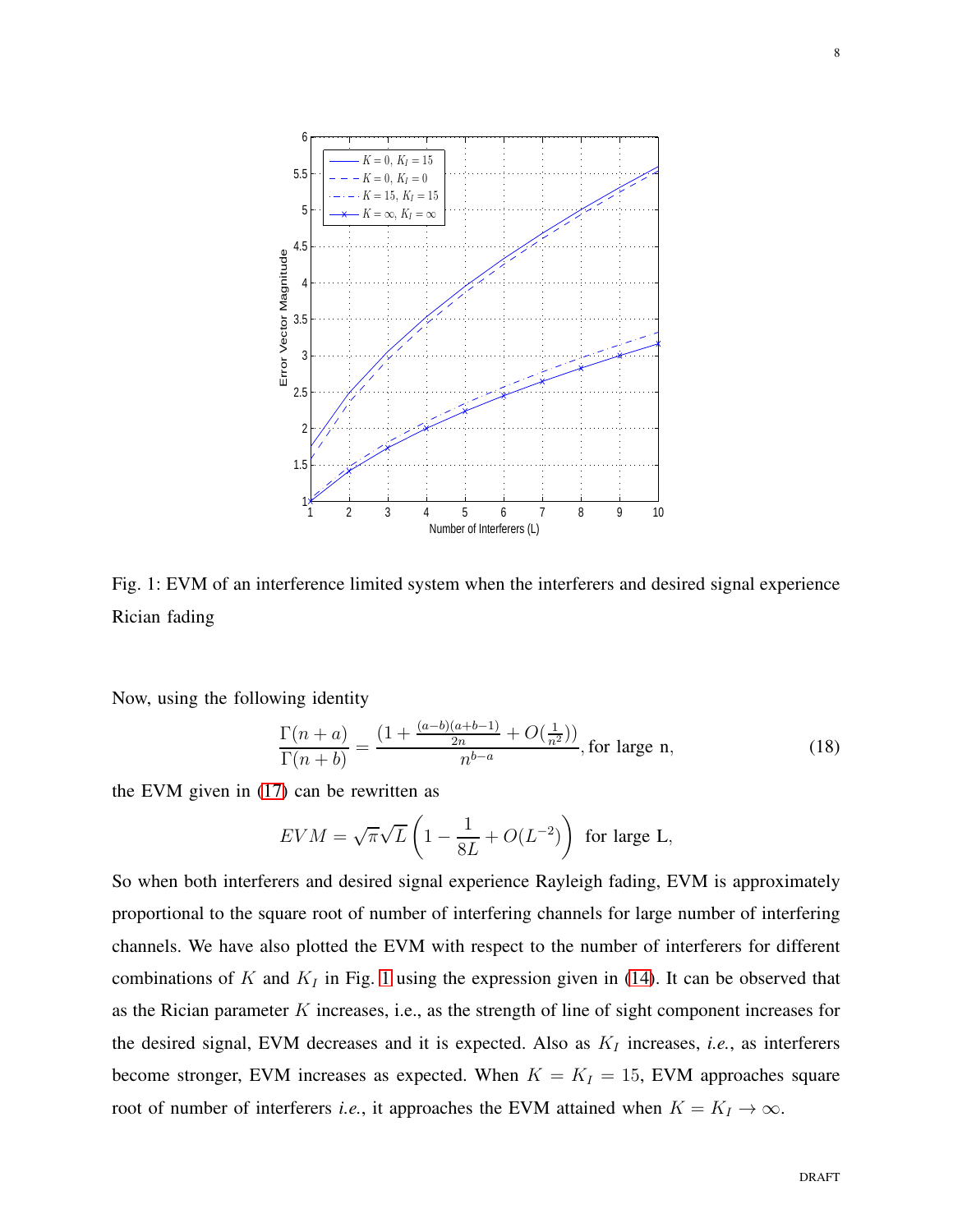Fig. 1: EVM of an interference limited system when the interferers and desired signal experience Rician fading

Now, using the following identity

$$\frac{\Gamma(n+a)}{\Gamma(n+b)} = \frac{\left(1 + \frac{(a-b)(a+b-1)}{2n} + O(\frac{1}{n^2})\right)}{n^{b-a}}, \text{for large n,} \tag{18}$$

the EVM given in (17) can be rewritten as

$$EVM = \sqrt{\pi}\sqrt{L}\left(1 - \frac{1}{8L} + O(L^{-2})\right) \text{ for large L,}$$

So when both interferers and desired signal experience Rayleigh fading, EVM is approximately proportional to the square root of number of interfering channels for large number of interfering channels. We have also plotted the EVM with respect to the number of interferers for different combinations of $K$ and $K_I$ in Fig. 1 using the expression given in (14). It can be observed that as the Rician parameter $K$ increases, i.e., as the strength of line of sight component increases for the desired signal, EVM decreases and it is expected. Also as $K_I$ increases, *i.e.*, as interferers become stronger, EVM increases as expected. When $K = K_I = 15$, EVM approaches square root of number of interferers *i.e.*, it approaches the EVM attained when $K = K_I \to \infty$.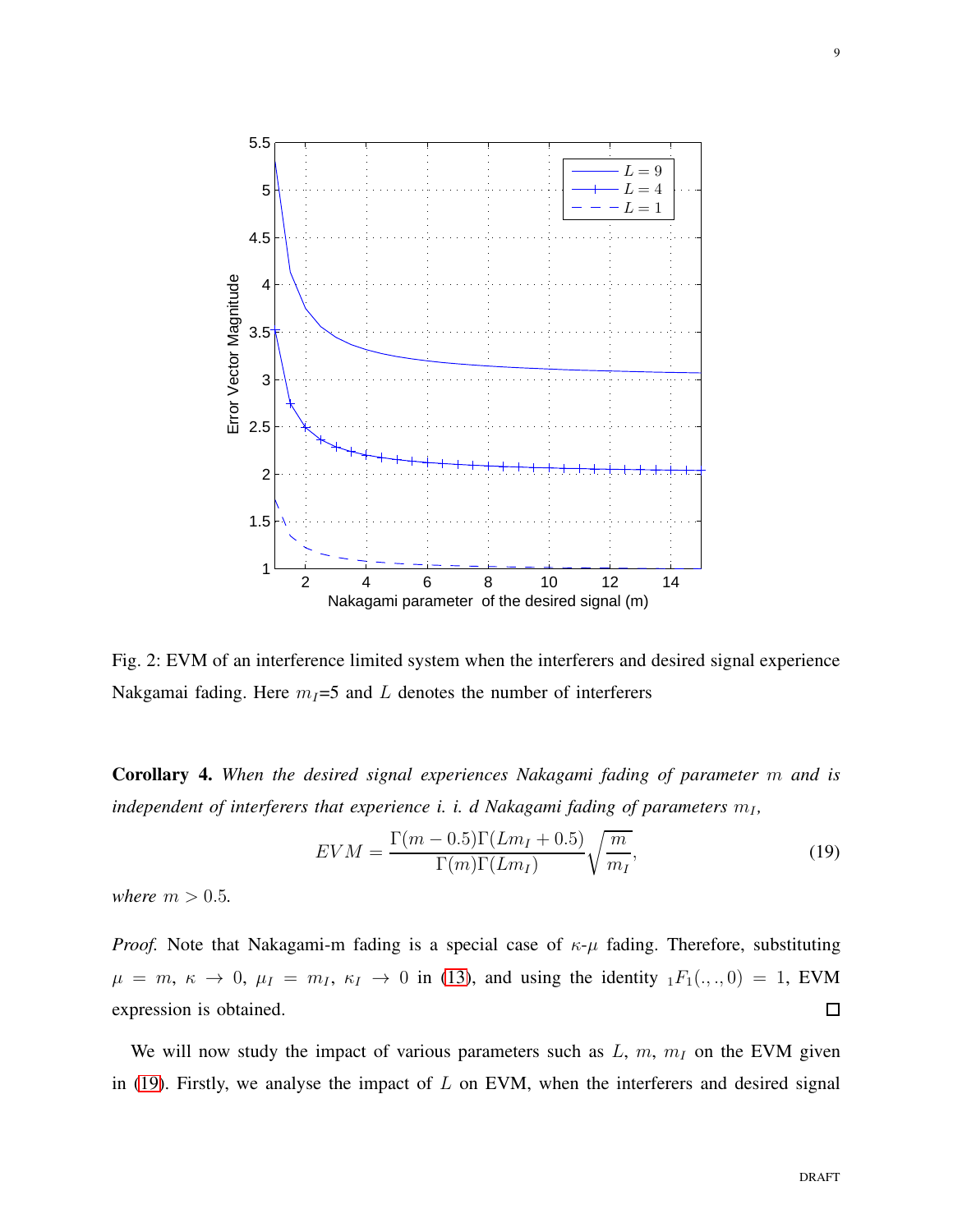Fig. 2: EVM of an interference limited system when the interferers and desired signal experience Nakgamai fading. Here $m_I$=5 and $L$ denotes the number of interferers

**Corollary 4.** *When the desired signal experiences Nakagami fading of parameter $m$ and is independent of interferers that experience i. i. d Nakagami fading of parameters $m_I$,*

$$EVM = \frac{\Gamma(m-0.5)\Gamma(Lm_I+0.5)}{\Gamma(m)\Gamma(Lm_I)}\sqrt{\frac{m}{m_I}}, \tag{19}$$

*where $m > 0.5$.*

*Proof.* Note that Nakagami-m fading is a special case of $\kappa$-$\mu$ fading. Therefore, substituting $\mu = m$, $\kappa \to 0$, $\mu_I = m_I$, $\kappa_I \to 0$ in (13), and using the identity ${}_1F_1(.,.,0) = 1$, EVM expression is obtained. $\square$

We will now study the impact of various parameters such as $L$, $m$, $m_I$ on the EVM given in (19). Firstly, we analyse the impact of $L$ on EVM, when the interferers and desired signal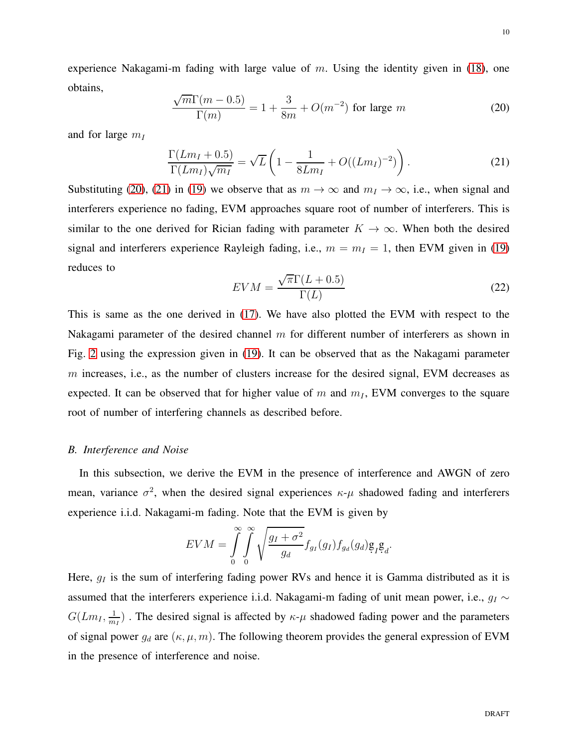experience Nakagami-m fading with large value of $m$. Using the identity given in (18), one obtains,

$$\frac{\sqrt{m}\Gamma(m-0.5)}{\Gamma(m)} = 1 + \frac{3}{8m} + O(m^{-2}) \text{ for large } m \tag{20}$$

and for large $m_I$

$$\frac{\Gamma(Lm_I + 0.5)}{\Gamma(Lm_I)\sqrt{m_I}} = \sqrt{L}\left(1 - \frac{1}{8Lm_I} + O((Lm_I)^{-2})\right). \tag{21}$$

Substituting (20), (21) in (19) we observe that as $m \to \infty$ and $m_I \to \infty$, i.e., when signal and interferers experience no fading, EVM approaches square root of number of interferers. This is similar to the one derived for Rician fading with parameter $K \to \infty$. When both the desired signal and interferers experience Rayleigh fading, i.e., $m = m_I = 1$, then EVM given in (19) reduces to

$$EVM = \frac{\sqrt{\pi}\Gamma(L+0.5)}{\Gamma(L)} \tag{22}$$

This is same as the one derived in (17). We have also plotted the EVM with respect to the Nakagami parameter of the desired channel $m$ for different number of interferers as shown in Fig. 2 using the expression given in (19). It can be observed that as the Nakagami parameter $m$ increases, i.e., as the number of clusters increase for the desired signal, EVM decreases as expected. It can be observed that for higher value of $m$ and $m_I$, EVM converges to the square root of number of interfering channels as described before.

### *B. Interference and Noise*

In this subsection, we derive the EVM in the presence of interference and AWGN of zero mean, variance $\sigma^2$, when the desired signal experiences $\kappa$-$\mu$ shadowed fading and interferers experience i.i.d. Nakagami-m fading. Note that the EVM is given by

$$EVM = \int_0^\infty \int_0^\infty \sqrt{\frac{g_I + \sigma^2}{g_d}} f_{g_I}(g_I) f_{g_d}(g_d) \underset{\sim}{g}_I \underset{\sim}{g}_d.$$

Here, $g_I$ is the sum of interfering fading power RVs and hence it is Gamma distributed as it is assumed that the interferers experience i.i.d. Nakagami-m fading of unit mean power, i.e., $g_I \sim G(Lm_I, \frac{1}{m_I})$ . The desired signal is affected by $\kappa$-$\mu$ shadowed fading power and the parameters of signal power $g_d$ are $(\kappa, \mu, m)$. The following theorem provides the general expression of EVM in the presence of interference and noise.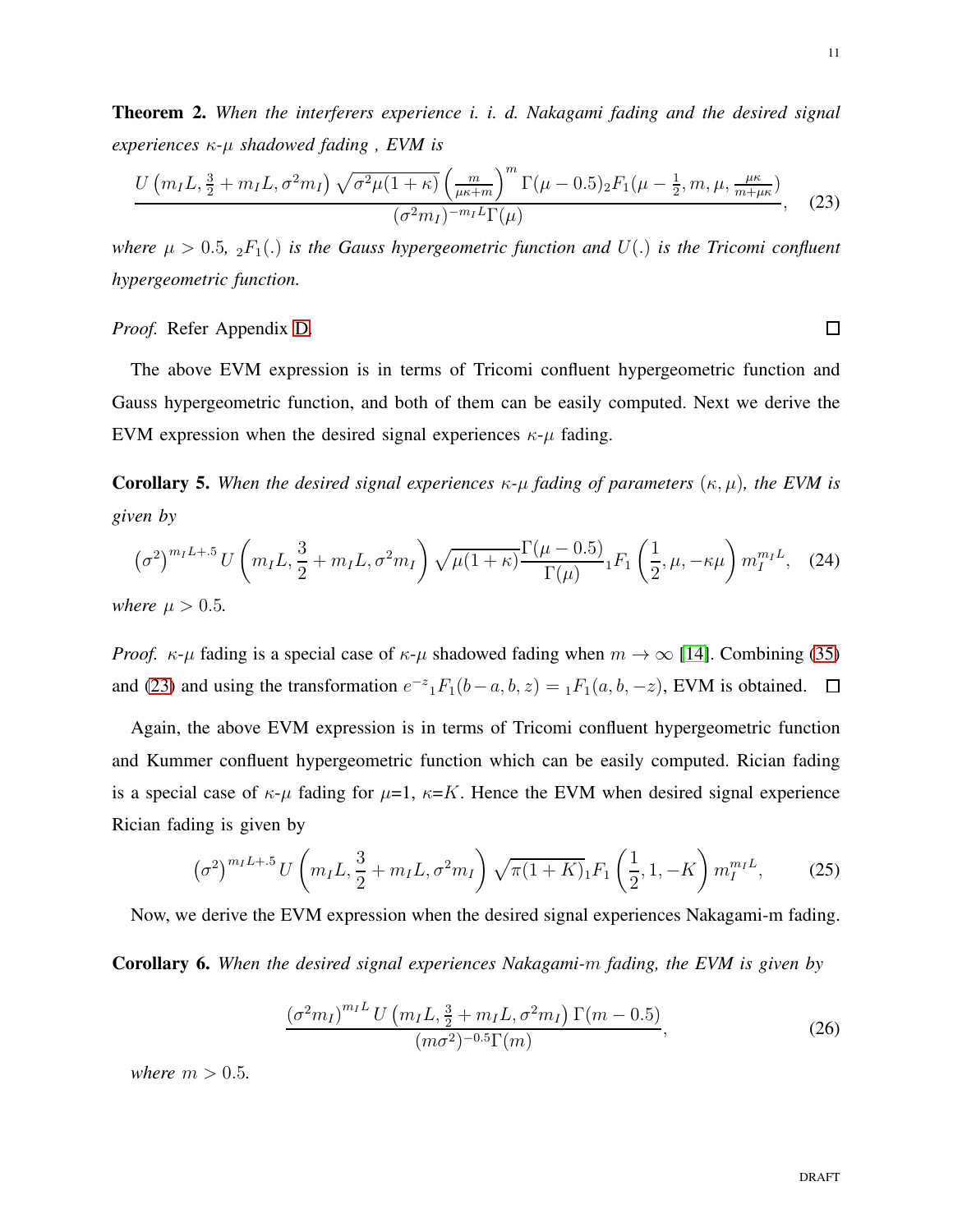**Theorem 2.** *When the interferers experience i. i. d. Nakagami fading and the desired signal experiences $\kappa$-$\mu$ shadowed fading , EVM is*

$$\frac{U\left(m_I L, \frac{3}{2}+m_I L, \sigma^2 m_I\right)\sqrt{\sigma^2\mu(1+\kappa)}\left(\frac{m}{\mu\kappa+m}\right)^m \Gamma(\mu-0.5)_2F_1(\mu-\frac{1}{2}, m, \mu, \frac{\mu\kappa}{m+\mu\kappa})}{(\sigma^2 m_I)^{-m_I L}\Gamma(\mu)}, \quad (23)$$

*where $\mu > 0.5$, ${}_2F_1(.)$ is the Gauss hypergeometric function and $U(.)$ is the Tricomi confluent hypergeometric function.*

*Proof.* Refer Appendix D. ◻

The above EVM expression is in terms of Tricomi confluent hypergeometric function and Gauss hypergeometric function, and both of them can be easily computed. Next we derive the EVM expression when the desired signal experiences $\kappa$-$\mu$ fading.

**Corollary 5.** *When the desired signal experiences $\kappa$-$\mu$ fading of parameters $(\kappa, \mu)$, the EVM is given by*

$$\left(\sigma^2\right)^{m_I L+.5} U\left(m_I L, \frac{3}{2}+m_I L, \sigma^2 m_I\right)\sqrt{\mu(1+\kappa)}\frac{\Gamma(\mu-0.5)}{\Gamma(\mu)} {}_1F_1\left(\frac{1}{2}, \mu, -\kappa\mu\right) m_I^{m_I L}, \quad (24)$$

*where $\mu > 0.5$.*

*Proof.* $\kappa$-$\mu$ fading is a special case of $\kappa$-$\mu$ shadowed fading when $m \to \infty$ [14]. Combining (35) and (23) and using the transformation $e^{-z}{}_1F_1(b-a, b, z) = {}_1F_1(a, b, -z)$, EVM is obtained. ◻

Again, the above EVM expression is in terms of Tricomi confluent hypergeometric function and Kummer confluent hypergeometric function which can be easily computed. Rician fading is a special case of $\kappa$-$\mu$ fading for $\mu$=1, $\kappa$=$K$. Hence the EVM when desired signal experience Rician fading is given by

$$\left(\sigma^2\right)^{m_I L+.5} U\left(m_I L, \frac{3}{2}+m_I L, \sigma^2 m_I\right)\sqrt{\pi(1+K)} {}_1F_1\left(\frac{1}{2}, 1, -K\right) m_I^{m_I L}, \quad (25)$$

Now, we derive the EVM expression when the desired signal experiences Nakagami-m fading.

**Corollary 6.** *When the desired signal experiences Nakagami-$m$ fading, the EVM is given by*

$$\frac{\left(\sigma^2 m_I\right)^{m_I L} U\left(m_I L, \frac{3}{2}+m_I L, \sigma^2 m_I\right)\Gamma(m-0.5)}{(m\sigma^2)^{-0.5}\Gamma(m)}, \quad (26)$$

*where $m > 0.5$.*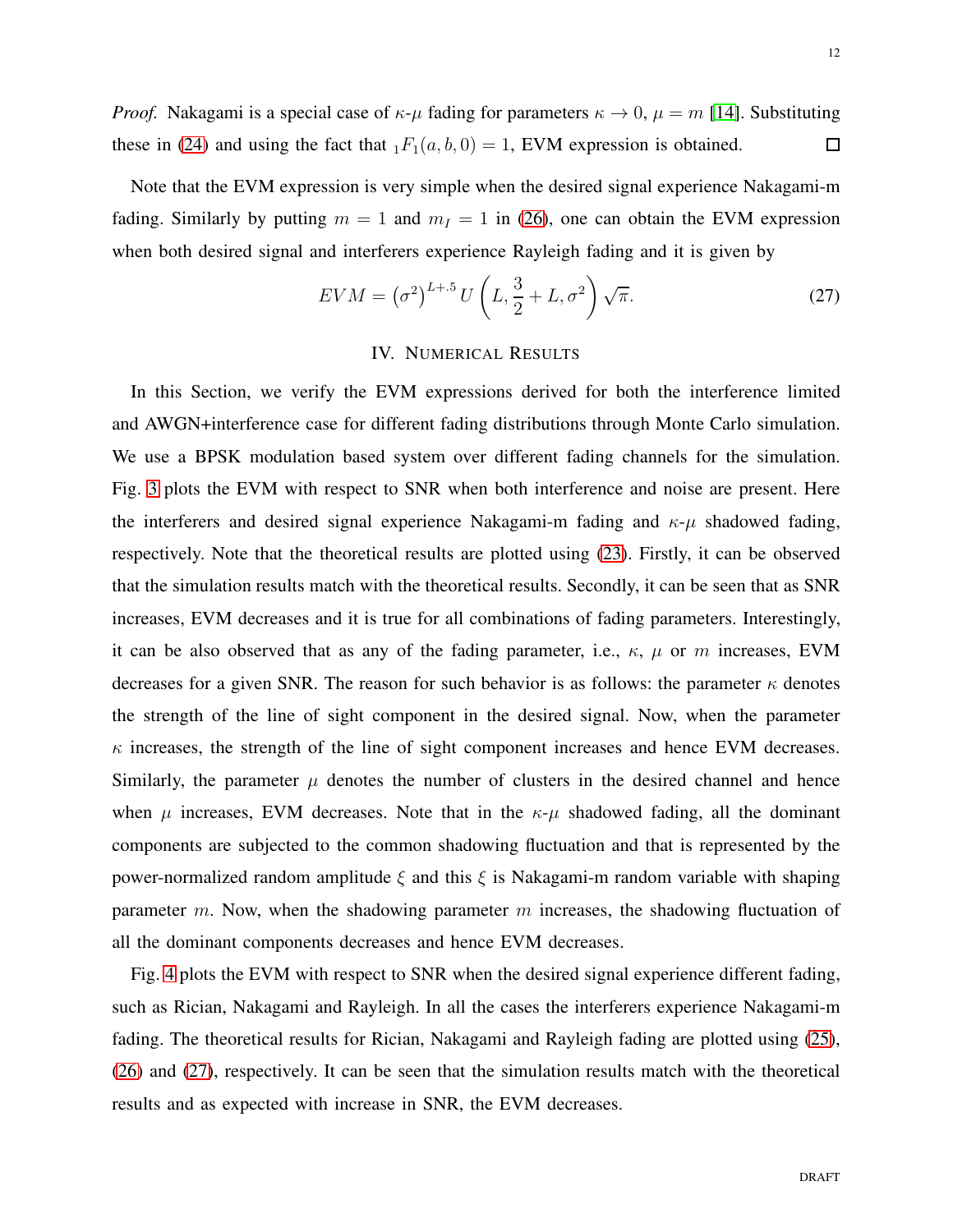*Proof.* Nakagami is a special case of $\kappa$-$\mu$ fading for parameters $\kappa \to 0$, $\mu = m$ [14]. Substituting these in (24) and using the fact that ${}_1F_1(a, b, 0) = 1$, EVM expression is obtained. □

Note that the EVM expression is very simple when the desired signal experience Nakagami-m fading. Similarly by putting $m = 1$ and $m_I = 1$ in (26), one can obtain the EVM expression when both desired signal and interferers experience Rayleigh fading and it is given by

$$EVM = \left(\sigma^2\right)^{L+.5} U\left(L, \frac{3}{2} + L, \sigma^2\right) \sqrt{\pi}. \tag{27}$$

## IV. Numerical Results

In this Section, we verify the EVM expressions derived for both the interference limited and AWGN+interference case for different fading distributions through Monte Carlo simulation. We use a BPSK modulation based system over different fading channels for the simulation. Fig. 3 plots the EVM with respect to SNR when both interference and noise are present. Here the interferers and desired signal experience Nakagami-m fading and $\kappa$-$\mu$ shadowed fading, respectively. Note that the theoretical results are plotted using (23). Firstly, it can be observed that the simulation results match with the theoretical results. Secondly, it can be seen that as SNR increases, EVM decreases and it is true for all combinations of fading parameters. Interestingly, it can be also observed that as any of the fading parameter, i.e., $\kappa$, $\mu$ or $m$ increases, EVM decreases for a given SNR. The reason for such behavior is as follows: the parameter $\kappa$ denotes the strength of the line of sight component in the desired signal. Now, when the parameter $\kappa$ increases, the strength of the line of sight component increases and hence EVM decreases. Similarly, the parameter $\mu$ denotes the number of clusters in the desired channel and hence when $\mu$ increases, EVM decreases. Note that in the $\kappa$-$\mu$ shadowed fading, all the dominant components are subjected to the common shadowing fluctuation and that is represented by the power-normalized random amplitude $\xi$ and this $\xi$ is Nakagami-m random variable with shaping parameter $m$. Now, when the shadowing parameter $m$ increases, the shadowing fluctuation of all the dominant components decreases and hence EVM decreases.

Fig. 4 plots the EVM with respect to SNR when the desired signal experience different fading, such as Rician, Nakagami and Rayleigh. In all the cases the interferers experience Nakagami-m fading. The theoretical results for Rician, Nakagami and Rayleigh fading are plotted using (25), (26) and (27), respectively. It can be seen that the simulation results match with the theoretical results and as expected with increase in SNR, the EVM decreases.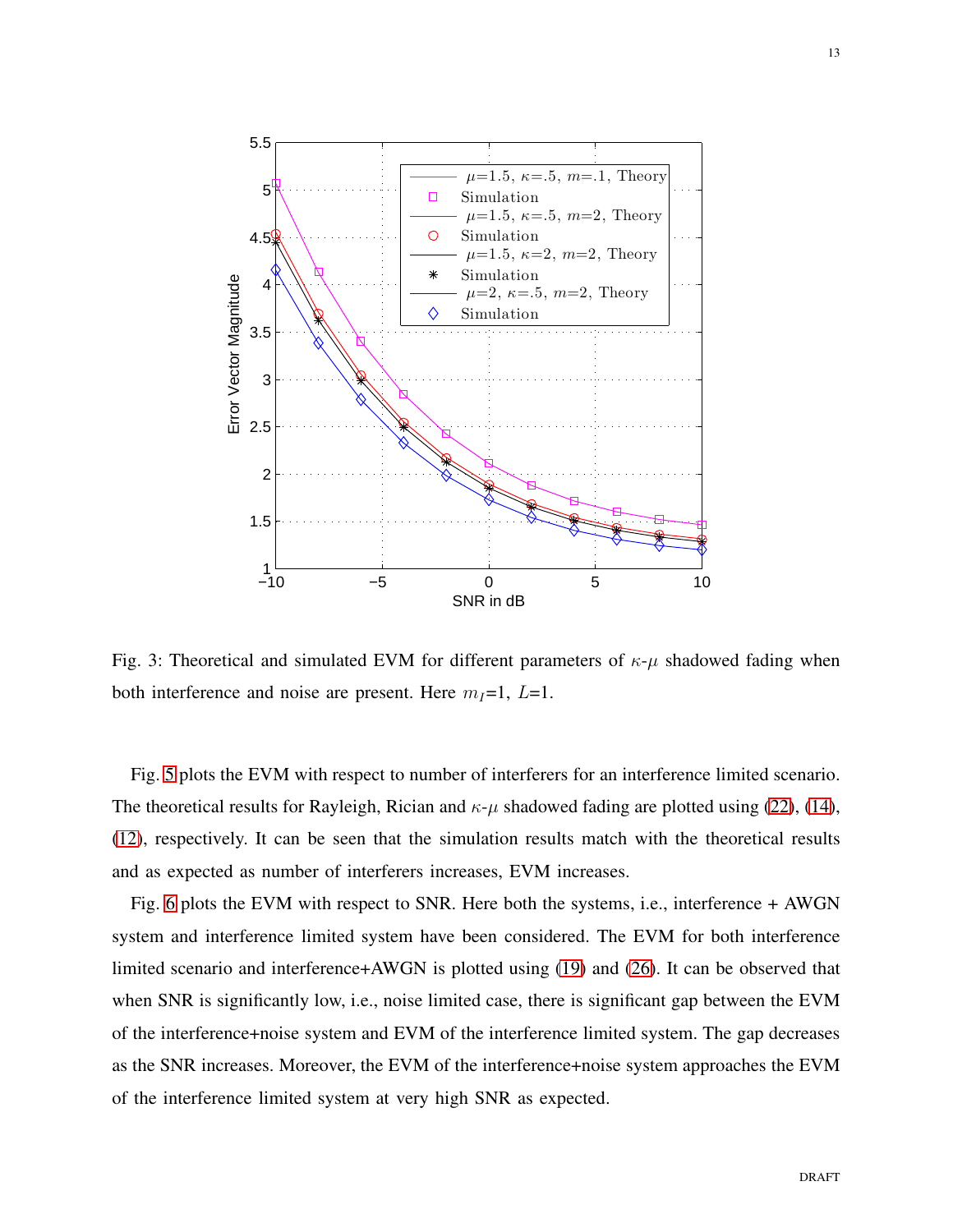Fig. 3: Theoretical and simulated EVM for different parameters of $\kappa$-$\mu$ shadowed fading when both interference and noise are present. Here $m_I$=1, $L$=1.

Fig. 5 plots the EVM with respect to number of interferers for an interference limited scenario. The theoretical results for Rayleigh, Rician and $\kappa$-$\mu$ shadowed fading are plotted using (22), (14), (12), respectively. It can be seen that the simulation results match with the theoretical results and as expected as number of interferers increases, EVM increases.

Fig. 6 plots the EVM with respect to SNR. Here both the systems, i.e., interference + AWGN system and interference limited system have been considered. The EVM for both interference limited scenario and interference+AWGN is plotted using (19) and (26). It can be observed that when SNR is significantly low, i.e., noise limited case, there is significant gap between the EVM of the interference+noise system and EVM of the interference limited system. The gap decreases as the SNR increases. Moreover, the EVM of the interference+noise system approaches the EVM of the interference limited system at very high SNR as expected.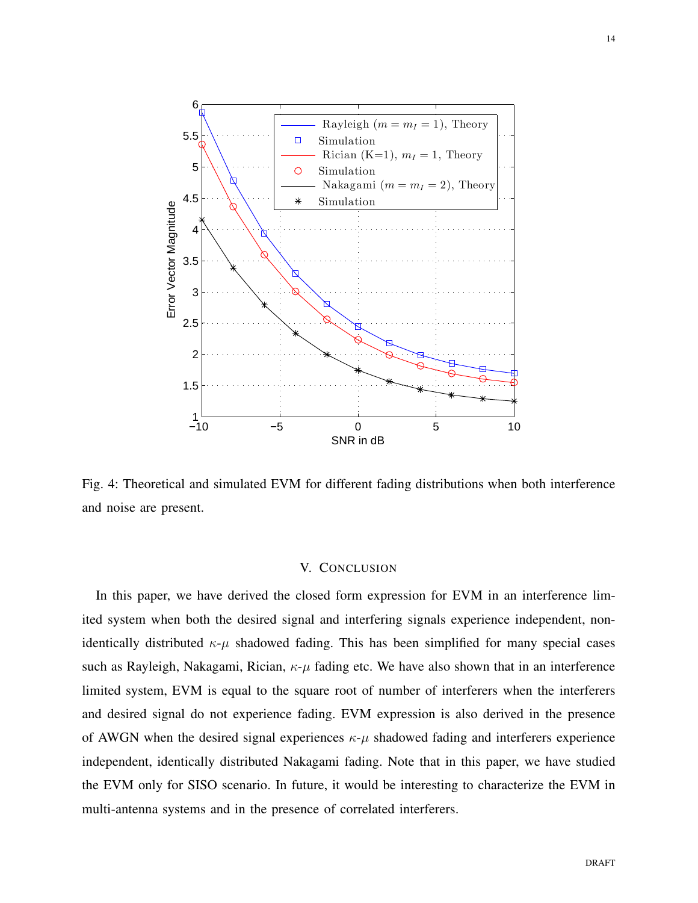Fig. 4: Theoretical and simulated EVM for different fading distributions when both interference and noise are present.

## V. Conclusion

In this paper, we have derived the closed form expression for EVM in an interference limited system when both the desired signal and interfering signals experience independent, non-identically distributed $\kappa$-$\mu$ shadowed fading. This has been simplified for many special cases such as Rayleigh, Nakagami, Rician, $\kappa$-$\mu$ fading etc. We have also shown that in an interference limited system, EVM is equal to the square root of number of interferers when the interferers and desired signal do not experience fading. EVM expression is also derived in the presence of AWGN when the desired signal experiences $\kappa$-$\mu$ shadowed fading and interferers experience independent, identically distributed Nakagami fading. Note that in this paper, we have studied the EVM only for SISO scenario. In future, it would be interesting to characterize the EVM in multi-antenna systems and in the presence of correlated interferers.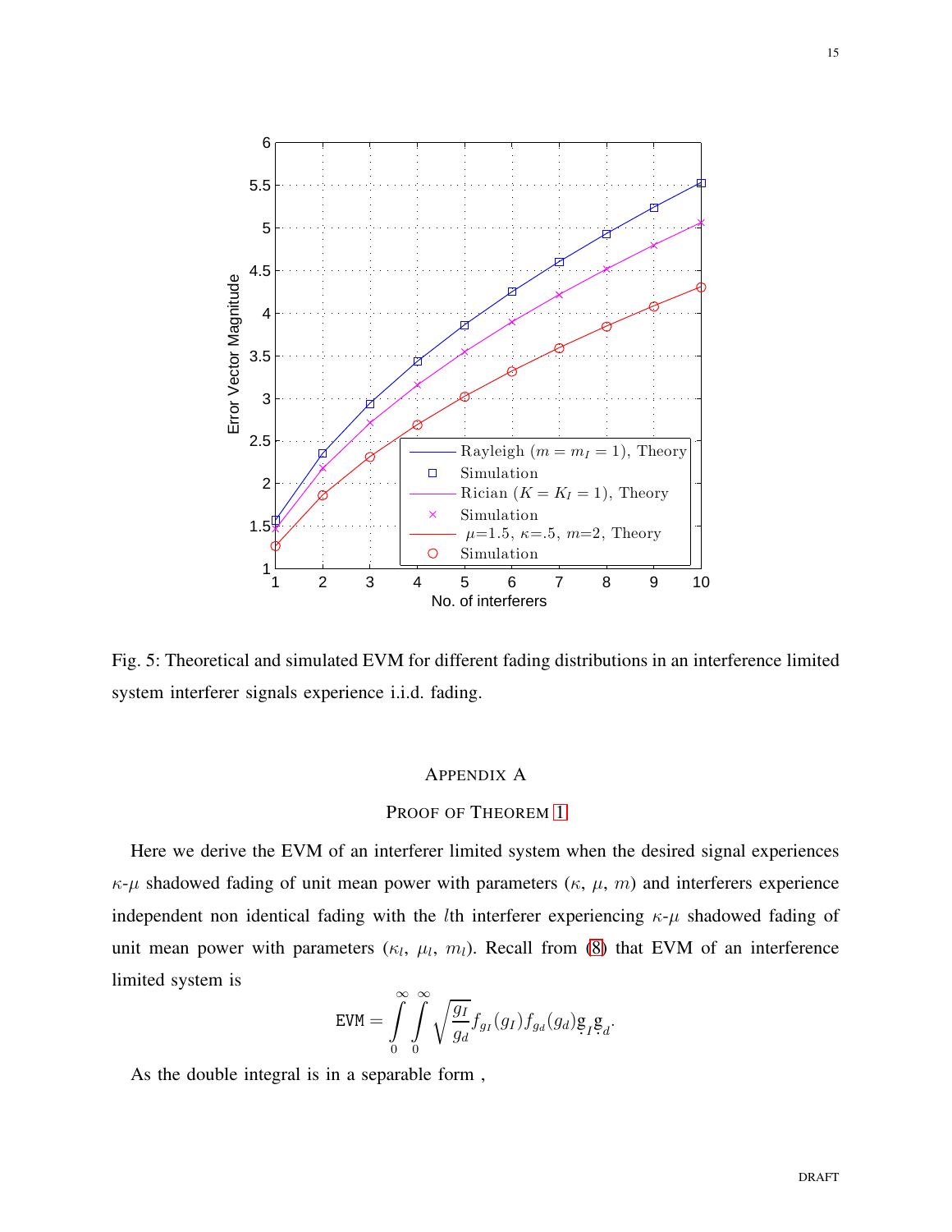Fig. 5: Theoretical and simulated EVM for different fading distributions in an interference limited system interferer signals experience i.i.d. fading.

## Appendix A

### Proof of Theorem 1

Here we derive the EVM of an interferer limited system when the desired signal experiences $\kappa$-$\mu$ shadowed fading of unit mean power with parameters ($\kappa$, $\mu$, $m$) and interferers experience independent non identical fading with the $l$th interferer experiencing $\kappa$-$\mu$ shadowed fading of unit mean power with parameters ($\kappa_l$, $\mu_l$, $m_l$). Recall from (8) that EVM of an interference limited system is

$$\texttt{EVM} = \int_0^\infty \int_0^\infty \sqrt{\frac{g_I}{g_d}} f_{g_I}(g_I) f_{g_d}(g_d) \underset{\sim}{g}_I \underset{\sim}{g}_d.$$

As the double integral is in a separable form ,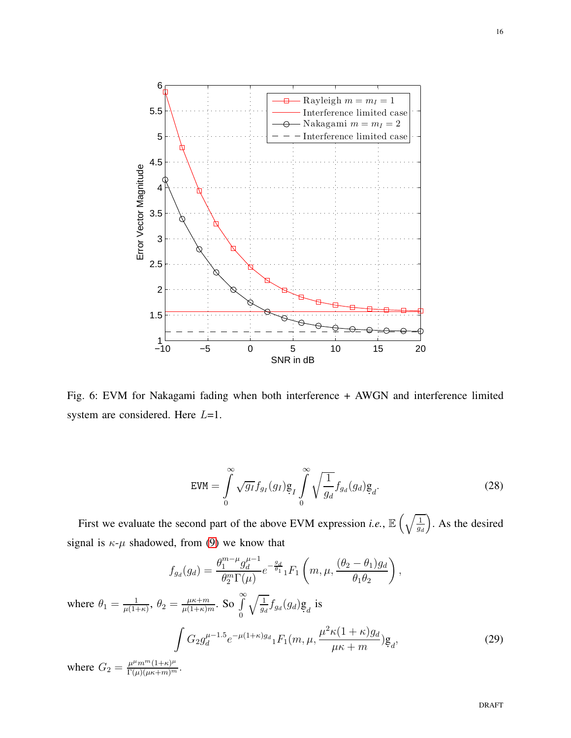Fig. 6: EVM for Nakagami fading when both interference + AWGN and interference limited system are considered. Here $L$=1.

$$\text{EVM} = \int_0^\infty \sqrt{g_I} f_{g_I}(g_I) \mathrm{g}_I \int_0^\infty \sqrt{\frac{1}{g_d}} f_{g_d}(g_d) \mathrm{g}_d. \tag{28}$$

First we evaluate the second part of the above EVM expression *i.e.*, $\mathbb{E}\left(\sqrt{\frac{1}{g_d}}\right)$. As the desired signal is $\kappa$-$\mu$ shadowed, from [9] we know that

$$f_{g_d}(g_d) = \frac{\theta_1^{m-\mu} g_d^{\mu-1}}{\theta_2^m \Gamma(\mu)} e^{-\frac{g_d}{\theta_1}} {}_1F_1\left(m, \mu, \frac{(\theta_2 - \theta_1) g_d}{\theta_1 \theta_2}\right),$$

where $\theta_1 = \frac{1}{\mu(1+\kappa)}$, $\theta_2 = \frac{\mu\kappa + m}{\mu(1+\kappa)m}$. So $\int\limits_0^\infty \sqrt{\frac{1}{g_d}} f_{g_d}(g_d) \mathrm{g}_d$ is

$$\int G_2 g_d^{\mu-1.5} e^{-\mu(1+\kappa) g_d} {}_1F_1(m, \mu, \frac{\mu^2 \kappa (1+\kappa) g_d}{\mu\kappa + m}) \mathrm{g}_d, \tag{29}$$

where $G_2 = \frac{\mu^\mu m^m (1+\kappa)^\mu}{\Gamma(\mu)(\mu\kappa + m)^m}$.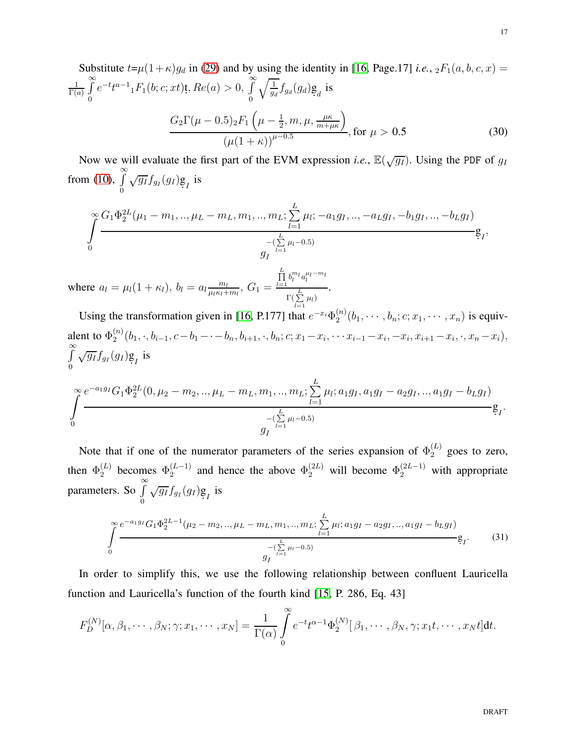Substitute $t$=$\mu(1+\kappa)g_d$ in (29) and by using the identity in [16, Page.17] *i.e.*, ${}_2F_1(a,b,c,x) = \frac{1}{\Gamma(a)}\int_0^\infty e^{-t}t^{a-1}{}_1F_1(b;c;xt)\mathrm{d}t$, $Re(a)>0$, $\int_0^\infty \sqrt{\frac{1}{g_d}} f_{g_d}(g_d)\mathrm{d}g_d$ is

$$\frac{G_2\Gamma(\mu-0.5)_2F_1\left(\mu-\frac{1}{2}, m, \mu, \frac{\mu\kappa}{m+\mu\kappa}\right)}{\left(\mu(1+\kappa)\right)^{\mu-0.5}}, \text{for } \mu > 0.5 \tag{30}$$

Now we will evaluate the first part of the EVM expression *i.e.*, $\mathbb{E}(\sqrt{g_I})$. Using the PDF of $g_I$ from (10), $\int_0^\infty \sqrt{g_I} f_{g_I}(g_I)\mathrm{d}g_I$ is

$$\int_0^\infty \frac{G_1\Phi_2^{2L}(\mu_1-m_1,..,\mu_L-m_L,m_1,..,m_L;\sum_{l=1}^{L}\mu_l;-a_1g_I,..,-a_Lg_I,-b_1g_I,..,-b_Lg_I)}{g_I^{-(\sum_{l=1}^{L}\mu_l-0.5)}}\mathrm{d}g_I,$$

where $a_l = \mu_l(1+\kappa_l)$, $b_l = a_l\frac{m_l}{\mu_l\kappa_l+m_l}$, $G_1 = \frac{\prod_{l=1}^{L} b_l^{m_l} a_l^{\mu_l-m_l}}{\Gamma(\sum_{l=1}^{L}\mu_l)}$.

Using the transformation given in [16, P.177] that $e^{-x_i}\Phi_2^{(n)}(b_1,\cdots,b_n;c;x_1,\cdots,x_n)$ is equivalent to $\Phi_2^{(n)}(b_1,\cdot,b_{i-1},c-b_1-\cdot-b_n,b_{i+1},\cdot,b_n;c;x_1-x_i,\cdots x_{i-1}-x_i,-x_i,x_{i+1}-x_i,\cdot,x_n-x_i)$, $\int_0^\infty \sqrt{g_I} f_{g_I}(g_I)\mathrm{d}g_I$ is

$$\int_0^\infty \frac{e^{-a_1g_I}G_1\Phi_2^{2L}(0,\mu_2-m_2,..,\mu_L-m_L,m_1,..,m_L;\sum_{l=1}^{L}\mu_l;a_1g_I,a_1g_I-a_2g_I,..,a_1g_I-b_Lg_I)}{g_I^{-(\sum_{l=1}^{L}\mu_l-0.5)}}\mathrm{d}g_I.$$

Note that if one of the numerator parameters of the series expansion of $\Phi_2^{(L)}$ goes to zero, then $\Phi_2^{(L)}$ becomes $\Phi_2^{(L-1)}$ and hence the above $\Phi_2^{(2L)}$ will become $\Phi_2^{(2L-1)}$ with appropriate parameters. So $\int_0^\infty \sqrt{g_I} f_{g_I}(g_I)\mathrm{d}g_I$ is

$$\int_0^\infty \frac{e^{-a_1g_I}G_1\Phi_2^{2L-1}(\mu_2-m_2,..,\mu_L-m_L,m_1,..,m_L;\sum_{l=1}^{L}\mu_l;a_1g_I-a_2g_I,..,a_1g_I-b_Lg_I)}{g_I^{-(\sum_{l=1}^{L}\mu_l-0.5)}}\mathrm{d}g_I. \tag{31}$$

In order to simplify this, we use the following relationship between confluent Lauricella function and Lauricella's function of the fourth kind [15, P. 286, Eq. 43]

$$F_D^{(N)}[\alpha,\beta_1,\cdots,\beta_N;\gamma;x_1,\cdots,x_N] = \frac{1}{\Gamma(\alpha)}\int_0^\infty e^{-t}t^{\alpha-1}\Phi_2^{(N)}[\beta_1,\cdots,\beta_N,\gamma;x_1t,\cdots,x_Nt]\mathrm{d}t.$$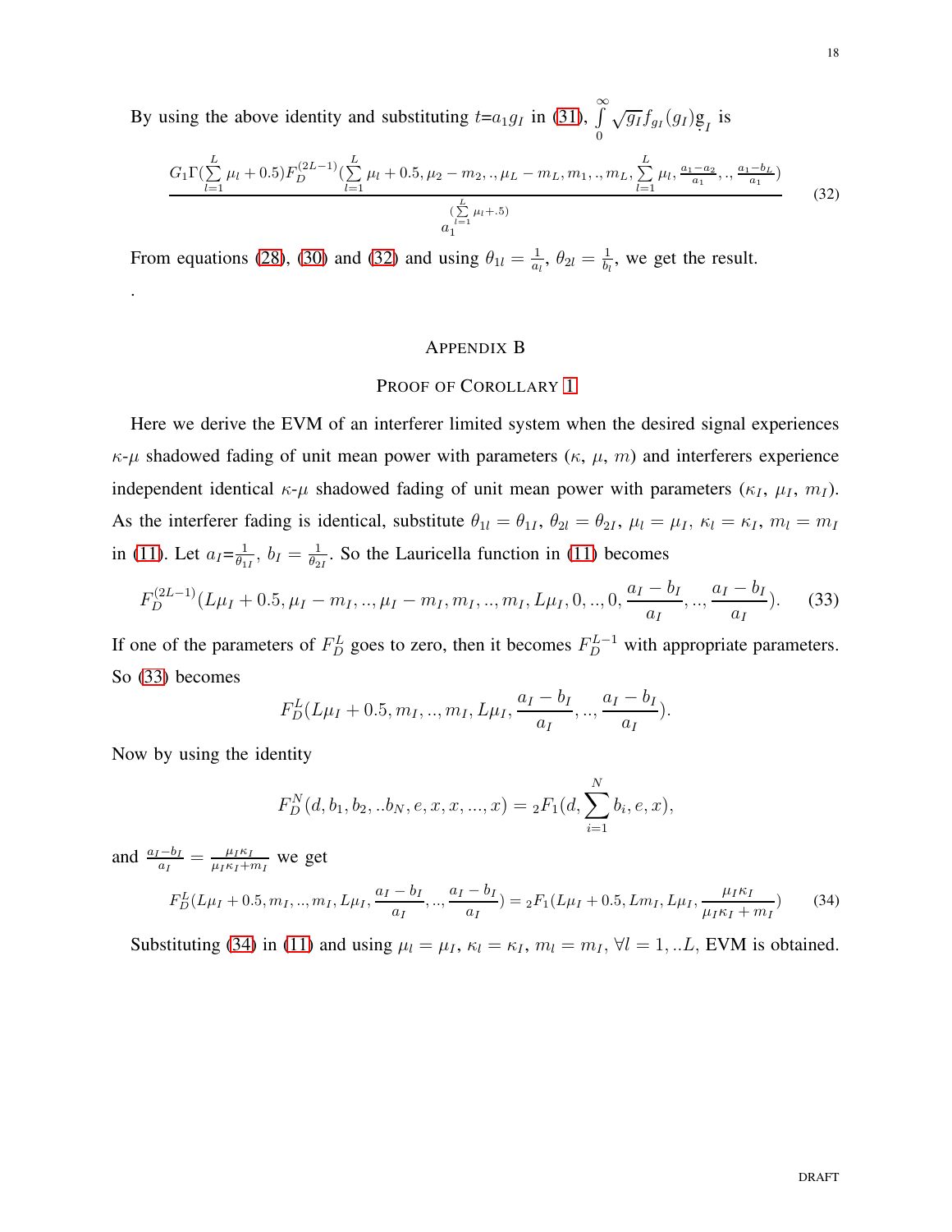By using the above identity and substituting $t$=$a_1 g_I$ in (31), $\int_0^{\infty} \sqrt{g_I} f_{g_I}(g_I) \underset{\cdot}{g}_I$ is

$$\frac{G_1 \Gamma(\sum_{l=1}^{L} \mu_l + 0.5) F_D^{(2L-1)}(\sum_{l=1}^{L} \mu_l + 0.5, \mu_2 - m_2, .., \mu_L - m_L, m_1, .., m_L, \sum_{l=1}^{L} \mu_l, \frac{a_1 - a_2}{a_1}, .., \frac{a_1 - b_L}{a_1})}{a_1^{(\sum_{l=1}^{L} \mu_l + .5)}} \tag{32}$$

From equations (28), (30) and (32) and using $\theta_{1l} = \frac{1}{a_l}$, $\theta_{2l} = \frac{1}{b_l}$, we get the result.

.

# Appendix B

## Proof of Corollary 1

Here we derive the EVM of an interferer limited system when the desired signal experiences $\kappa$-$\mu$ shadowed fading of unit mean power with parameters ($\kappa$, $\mu$, $m$) and interferers experience independent identical $\kappa$-$\mu$ shadowed fading of unit mean power with parameters ($\kappa_I$, $\mu_I$, $m_I$). As the interferer fading is identical, substitute $\theta_{1l} = \theta_{1I}$, $\theta_{2l} = \theta_{2I}$, $\mu_l = \mu_I$, $\kappa_l = \kappa_I$, $m_l = m_I$ in (11). Let $a_I$=$\frac{1}{\theta_{1I}}$, $b_I = \frac{1}{\theta_{2I}}$. So the Lauricella function in (11) becomes

$$F_D^{(2L-1)}(L\mu_I + 0.5, \mu_I - m_I, .., \mu_I - m_I, m_I, .., m_I, L\mu_I, 0, .., 0, \frac{a_I - b_I}{a_I}, .., \frac{a_I - b_I}{a_I}). \tag{33}$$

If one of the parameters of $F_D^L$ goes to zero, then it becomes $F_D^{L-1}$ with appropriate parameters. So (33) becomes

$$F_D^L(L\mu_I + 0.5, m_I, .., m_I, L\mu_I, \frac{a_I - b_I}{a_I}, .., \frac{a_I - b_I}{a_I}).$$

Now by using the identity

$$F_D^N(d, b_1, b_2, ..b_N, e, x, x, ..., x) = {}_2F_1(d, \sum_{i=1}^{N} b_i, e, x),$$

and $\frac{a_I - b_I}{a_I} = \frac{\mu_I \kappa_I}{\mu_I \kappa_I + m_I}$ we get

$$F_D^L(L\mu_I + 0.5, m_I, .., m_I, L\mu_I, \frac{a_I - b_I}{a_I}, .., \frac{a_I - b_I}{a_I}) = {}_2F_1(L\mu_I + 0.5, Lm_I, L\mu_I, \frac{\mu_I \kappa_I}{\mu_I \kappa_I + m_I}) \tag{34}$$

Substituting (34) in (11) and using $\mu_l = \mu_I$, $\kappa_l = \kappa_I$, $m_l = m_I$, $\forall l = 1, ..L$, EVM is obtained.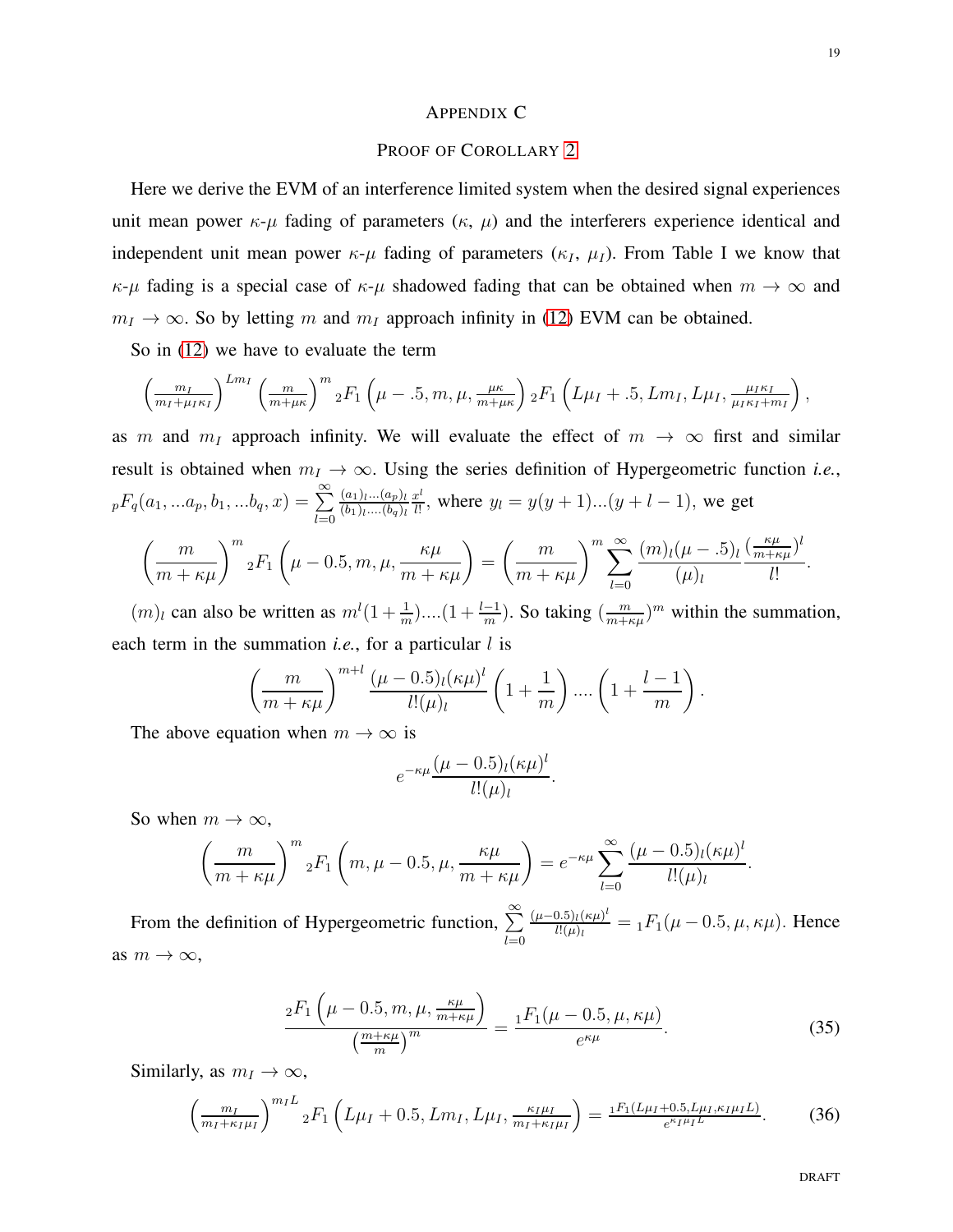# APPENDIX C

## PROOF OF COROLLARY 2

Here we derive the EVM of an interference limited system when the desired signal experiences unit mean power $\kappa$-$\mu$ fading of parameters ($\kappa$, $\mu$) and the interferers experience identical and independent unit mean power $\kappa$-$\mu$ fading of parameters ($\kappa_I$, $\mu_I$). From Table I we know that $\kappa$-$\mu$ fading is a special case of $\kappa$-$\mu$ shadowed fading that can be obtained when $m \to \infty$ and $m_I \to \infty$. So by letting $m$ and $m_I$ approach infinity in (12) EVM can be obtained.

So in (12) we have to evaluate the term

$$\left(\frac{m_I}{m_I+\mu_I\kappa_I}\right)^{Lm_I}\left(\frac{m}{m+\mu\kappa}\right)^{m}{}_2F_1\left(\mu-.5,m,\mu,\frac{\mu\kappa}{m+\mu\kappa}\right){}_2F_1\left(L\mu_I+.5,Lm_I,L\mu_I,\frac{\mu_I\kappa_I}{\mu_I\kappa_I+m_I}\right),$$

as $m$ and $m_I$ approach infinity. We will evaluate the effect of $m \to \infty$ first and similar result is obtained when $m_I \to \infty$. Using the series definition of Hypergeometric function *i.e.*, ${}_pF_q(a_1,...a_p,b_1,...b_q,x) = \sum_{l=0}^{\infty}\frac{(a_1)_l...(a_p)_l}{(b_1)_l....(b_q)_l}\frac{x^l}{l!}$, where $y_l = y(y+1)...(y+l-1)$, we get

$$\left(\frac{m}{m+\kappa\mu}\right)^{m}{}_2F_1\left(\mu-0.5,m,\mu,\frac{\kappa\mu}{m+\kappa\mu}\right) = \left(\frac{m}{m+\kappa\mu}\right)^{m}\sum_{l=0}^{\infty}\frac{(m)_l(\mu-.5)_l}{(\mu)_l}\frac{(\frac{\kappa\mu}{m+\kappa\mu})^l}{l!}.$$

$(m)_l$ can also be written as $m^l(1+\frac{1}{m})....(1+\frac{l-1}{m})$. So taking $(\frac{m}{m+\kappa\mu})^m$ within the summation, each term in the summation *i.e.*, for a particular $l$ is

$$\left(\frac{m}{m+\kappa\mu}\right)^{m+l}\frac{(\mu-0.5)_l(\kappa\mu)^l}{l!(\mu)_l}\left(1+\frac{1}{m}\right)....\left(1+\frac{l-1}{m}\right).$$

The above equation when $m \to \infty$ is

$$e^{-\kappa\mu}\frac{(\mu-0.5)_l(\kappa\mu)^l}{l!(\mu)_l}.$$

So when $m \to \infty$,

$$\left(\frac{m}{m+\kappa\mu}\right)^{m}{}_2F_1\left(m,\mu-0.5,\mu,\frac{\kappa\mu}{m+\kappa\mu}\right) = e^{-\kappa\mu}\sum_{l=0}^{\infty}\frac{(\mu-0.5)_l(\kappa\mu)^l}{l!(\mu)_l}.$$

From the definition of Hypergeometric function, $\sum_{l=0}^{\infty}\frac{(\mu-0.5)_l(\kappa\mu)^l}{l!(\mu)_l} = {}_1F_1(\mu-0.5,\mu,\kappa\mu)$. Hence as $m \to \infty$,

$$\frac{{}_2F_1\left(\mu-0.5,m,\mu,\frac{\kappa\mu}{m+\kappa\mu}\right)}{\left(\frac{m+\kappa\mu}{m}\right)^m} = \frac{{}_1F_1(\mu-0.5,\mu,\kappa\mu)}{e^{\kappa\mu}}. \tag{35}$$

Similarly, as $m_I \to \infty$,

$$\left(\frac{m_I}{m_I+\kappa_I\mu_I}\right)^{m_IL}{}_2F_1\left(L\mu_I+0.5,Lm_I,L\mu_I,\frac{\kappa_I\mu_I}{m_I+\kappa_I\mu_I}\right) = \frac{{}_1F_1(L\mu_I+0.5,L\mu_I,\kappa_I\mu_IL)}{e^{\kappa_I\mu_IL}}. \tag{36}$$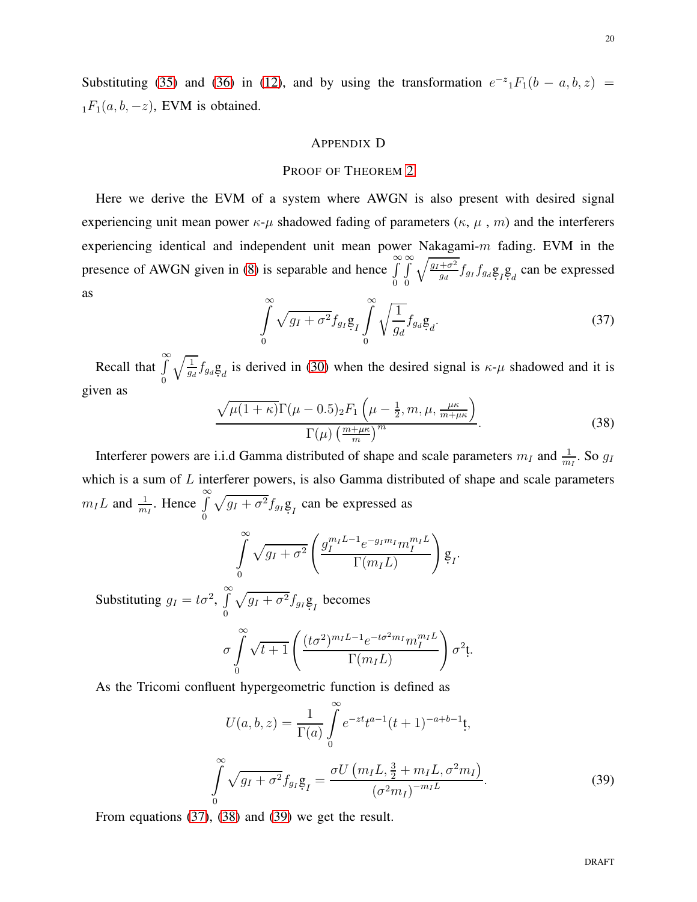Substituting (35) and (36) in (12), and by using the transformation $e^{-z}{}_1F_1(b-a,b,z) = {}_1F_1(a,b,-z)$, EVM is obtained.

## Appendix D

### Proof of Theorem 2

Here we derive the EVM of a system where AWGN is also present with desired signal experiencing unit mean power $\kappa$-$\mu$ shadowed fading of parameters ($\kappa$, $\mu$ , $m$) and the interferers experiencing identical and independent unit mean power Nakagami-$m$ fading. EVM in the presence of AWGN given in (8) is separable and hence $\int_0^\infty \int_0^\infty \sqrt{\frac{g_I+\sigma^2}{g_d}} f_{g_I} f_{g_d} \mathrm{d}g_I \mathrm{d}g_d$ can be expressed as

$$\int_0^\infty \sqrt{g_I+\sigma^2} f_{g_I} \mathrm{d}g_I \int_0^\infty \sqrt{\frac{1}{g_d}} f_{g_d} \mathrm{d}g_d. \tag{37}$$

Recall that $\int_0^\infty \sqrt{\frac{1}{g_d}} f_{g_d} \mathrm{d}g_d$ is derived in (30) when the desired signal is $\kappa$-$\mu$ shadowed and it is given as

$$\frac{\sqrt{\mu(1+\kappa)}\Gamma(\mu-0.5)_2F_1\left(\mu-\frac{1}{2}, m, \mu, \frac{\mu\kappa}{m+\mu\kappa}\right)}{\Gamma(\mu)\left(\frac{m+\mu\kappa}{m}\right)^m}. \tag{38}$$

Interferer powers are i.i.d Gamma distributed of shape and scale parameters $m_I$ and $\frac{1}{m_I}$. So $g_I$ which is a sum of $L$ interferer powers, is also Gamma distributed of shape and scale parameters $m_I L$ and $\frac{1}{m_I}$. Hence $\int_0^\infty \sqrt{g_I+\sigma^2} f_{g_I} \mathrm{d}g_I$ can be expressed as

$$\int_0^\infty \sqrt{g_I+\sigma^2}\left(\frac{g_I^{m_I L-1} e^{-g_I m_I} m_I^{m_I L}}{\Gamma(m_I L)}\right) \mathrm{d}g_I.$$

Substituting $g_I = t\sigma^2$, $\int_0^\infty \sqrt{g_I+\sigma^2} f_{g_I} \mathrm{d}g_I$ becomes

$$\sigma \int_0^\infty \sqrt{t+1}\left(\frac{(t\sigma^2)^{m_I L-1} e^{-t\sigma^2 m_I} m_I^{m_I L}}{\Gamma(m_I L)}\right) \sigma^2 \mathrm{d}t.$$

As the Tricomi confluent hypergeometric function is defined as

$$U(a,b,z) = \frac{1}{\Gamma(a)} \int_0^\infty e^{-zt} t^{a-1} (t+1)^{-a+b-1} \mathrm{d}t,$$

$$\int_0^\infty \sqrt{g_I+\sigma^2} f_{g_I} \mathrm{d}g_I = \frac{\sigma U\left(m_I L, \frac{3}{2}+m_I L, \sigma^2 m_I\right)}{(\sigma^2 m_I)^{-m_I L}}. \tag{39}$$

From equations (37), (38) and (39) we get the result.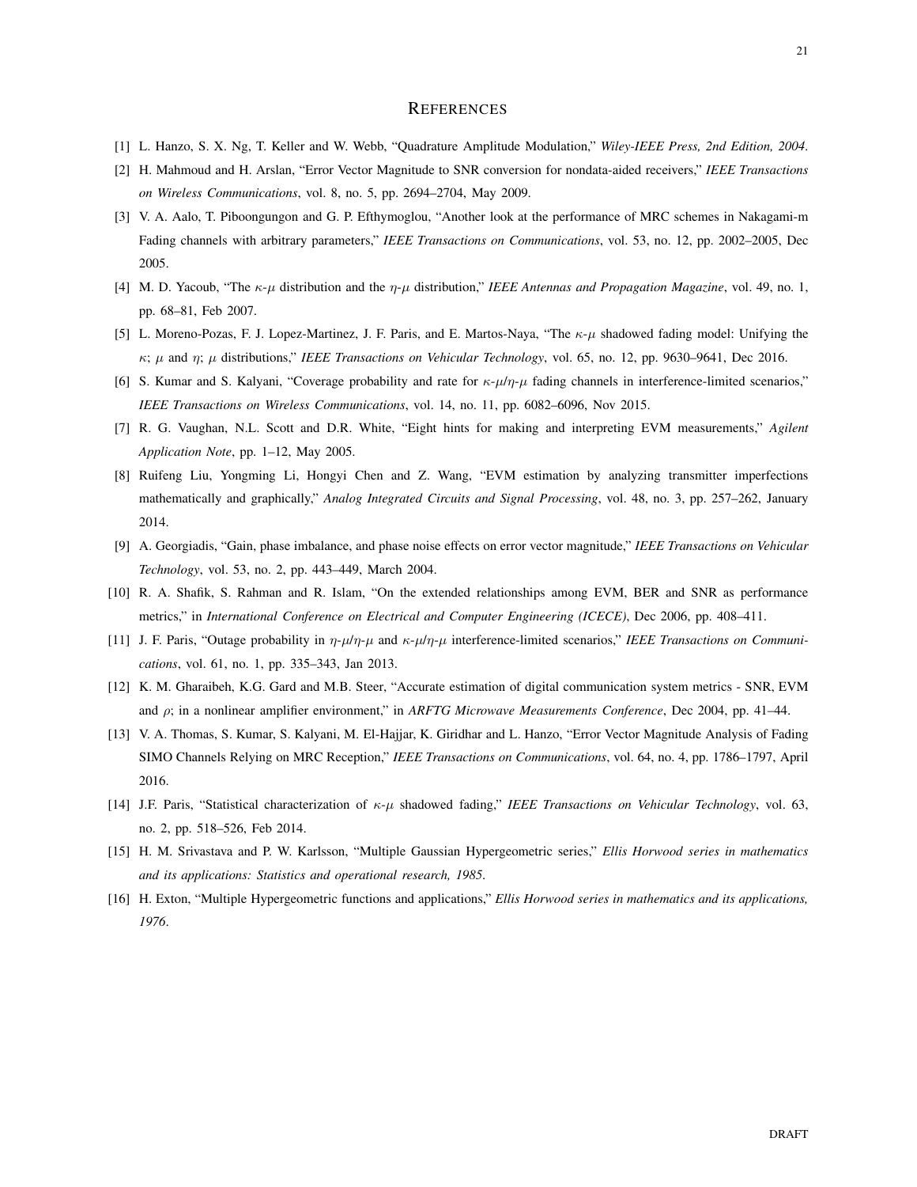## REFERENCES

[1] L. Hanzo, S. X. Ng, T. Keller and W. Webb, "Quadrature Amplitude Modulation," *Wiley-IEEE Press, 2nd Edition, 2004*.

[2] H. Mahmoud and H. Arslan, "Error Vector Magnitude to SNR conversion for nondata-aided receivers," *IEEE Transactions on Wireless Communications*, vol. 8, no. 5, pp. 2694–2704, May 2009.

[3] V. A. Aalo, T. Piboongungon and G. P. Efthymoglou, "Another look at the performance of MRC schemes in Nakagami-m Fading channels with arbitrary parameters," *IEEE Transactions on Communications*, vol. 53, no. 12, pp. 2002–2005, Dec 2005.

[4] M. D. Yacoub, "The $\kappa$-$\mu$ distribution and the $\eta$-$\mu$ distribution," *IEEE Antennas and Propagation Magazine*, vol. 49, no. 1, pp. 68–81, Feb 2007.

[5] L. Moreno-Pozas, F. J. Lopez-Martinez, J. F. Paris, and E. Martos-Naya, "The $\kappa$-$\mu$ shadowed fading model: Unifying the $\kappa$; $\mu$ and $\eta$; $\mu$ distributions," *IEEE Transactions on Vehicular Technology*, vol. 65, no. 12, pp. 9630–9641, Dec 2016.

[6] S. Kumar and S. Kalyani, "Coverage probability and rate for $\kappa$-$\mu$/$\eta$-$\mu$ fading channels in interference-limited scenarios," *IEEE Transactions on Wireless Communications*, vol. 14, no. 11, pp. 6082–6096, Nov 2015.

[7] R. G. Vaughan, N.L. Scott and D.R. White, "Eight hints for making and interpreting EVM measurements," *Agilent Application Note*, pp. 1–12, May 2005.

[8] Ruifeng Liu, Yongming Li, Hongyi Chen and Z. Wang, "EVM estimation by analyzing transmitter imperfections mathematically and graphically," *Analog Integrated Circuits and Signal Processing*, vol. 48, no. 3, pp. 257–262, January 2014.

[9] A. Georgiadis, "Gain, phase imbalance, and phase noise effects on error vector magnitude," *IEEE Transactions on Vehicular Technology*, vol. 53, no. 2, pp. 443–449, March 2004.

[10] R. A. Shafik, S. Rahman and R. Islam, "On the extended relationships among EVM, BER and SNR as performance metrics," in *International Conference on Electrical and Computer Engineering (ICECE)*, Dec 2006, pp. 408–411.

[11] J. F. Paris, "Outage probability in $\eta$-$\mu$/$\eta$-$\mu$ and $\kappa$-$\mu$/$\eta$-$\mu$ interference-limited scenarios," *IEEE Transactions on Communications*, vol. 61, no. 1, pp. 335–343, Jan 2013.

[12] K. M. Gharaibeh, K.G. Gard and M.B. Steer, "Accurate estimation of digital communication system metrics - SNR, EVM and $\rho$; in a nonlinear amplifier environment," in *ARFTG Microwave Measurements Conference*, Dec 2004, pp. 41–44.

[13] V. A. Thomas, S. Kumar, S. Kalyani, M. El-Hajjar, K. Giridhar and L. Hanzo, "Error Vector Magnitude Analysis of Fading SIMO Channels Relying on MRC Reception," *IEEE Transactions on Communications*, vol. 64, no. 4, pp. 1786–1797, April 2016.

[14] J.F. Paris, "Statistical characterization of $\kappa$-$\mu$ shadowed fading," *IEEE Transactions on Vehicular Technology*, vol. 63, no. 2, pp. 518–526, Feb 2014.

[15] H. M. Srivastava and P. W. Karlsson, "Multiple Gaussian Hypergeometric series," *Ellis Horwood series in mathematics and its applications: Statistics and operational research, 1985*.

[16] H. Exton, "Multiple Hypergeometric functions and applications," *Ellis Horwood series in mathematics and its applications, 1976*.